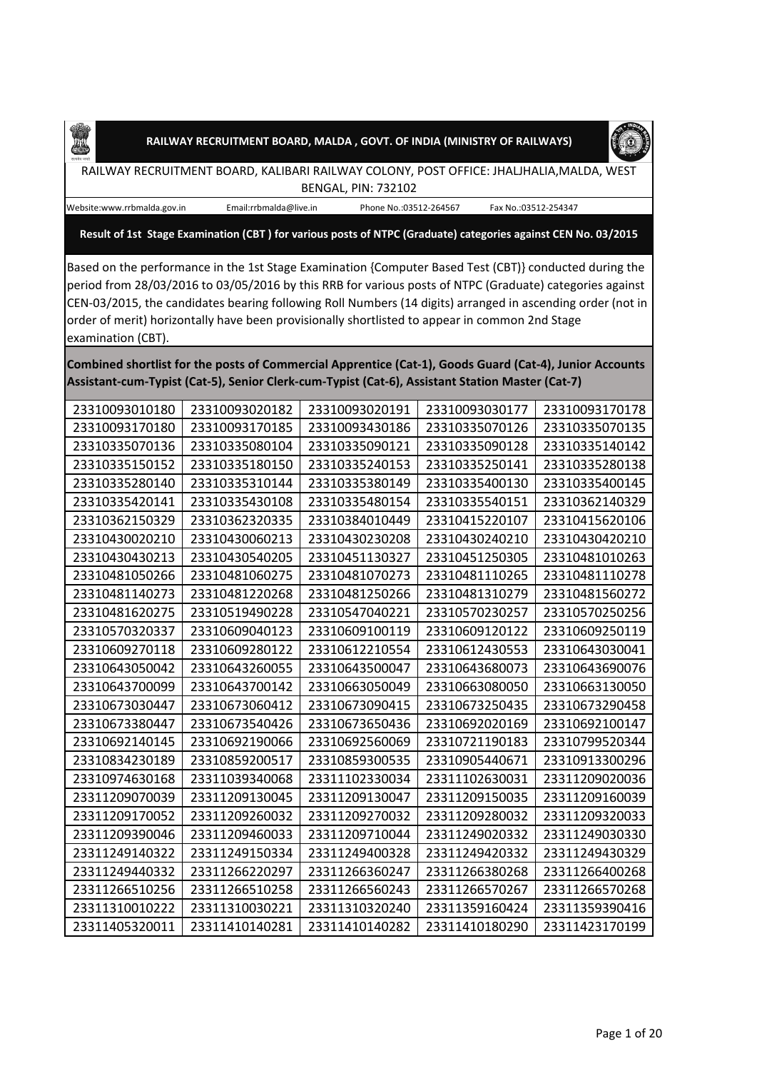**RAILWAY RECRUITMENT BOARD, MALDA , GOVT. OF INDIA (MINISTRY OF RAILWAYS)**

RAILWAY RECRUITMENT BOARD, KALIBARI RAILWAY COLONY, POST OFFICE: JHALJHALIA,MALDA, WEST BENGAL, PIN: 732102

Website:www.rrbmalda.gov.in Email:rrbmalda@live.in Phone No.:03512-264567 Fax No.:03512-254347

**Result of 1st Stage Examination (CBT ) for various posts of NTPC (Graduate) categories against CEN No. 03/2015**

Based on the performance in the 1st Stage Examination {Computer Based Test (CBT)} conducted during the period from 28/03/2016 to 03/05/2016 by this RRB for various posts of NTPC (Graduate) categories against CEN-03/2015, the candidates bearing following Roll Numbers (14 digits) arranged in ascending order (not in order of merit) horizontally have been provisionally shortlisted to appear in common 2nd Stage examination (CBT).

**Combined shortlist for the posts of Commercial Apprentice (Cat-1), Goods Guard (Cat-4), Junior Accounts Assistant-cum-Typist (Cat-5), Senior Clerk-cum-Typist (Cat-6), Assistant Station Master (Cat-7)**

| | | | | |
|---|---|---|---|---|
| 23310093010180 | 23310093020182 | 23310093020191 | 23310093030177 | 23310093170178 |
| 23310093170180 | 23310093170185 | 23310093430186 | 23310335070126 | 23310335070135 |
| 23310335070136 | 23310335080104 | 23310335090121 | 23310335090128 | 23310335140142 |
| 23310335150152 | 23310335180150 | 23310335240153 | 23310335250141 | 23310335280138 |
| 23310335280140 | 23310335310144 | 23310335380149 | 23310335400130 | 23310335400145 |
| 23310335420141 | 23310335430108 | 23310335480154 | 23310335540151 | 23310362140329 |
| 23310362150329 | 23310362320335 | 23310384010449 | 23310415220107 | 23310415620106 |
| 23310430020210 | 23310430060213 | 23310430230208 | 23310430240210 | 23310430420210 |
| 23310430430213 | 23310430540205 | 23310451130327 | 23310451250305 | 23310481010263 |
| 23310481050266 | 23310481060275 | 23310481070273 | 23310481110265 | 23310481110278 |
| 23310481140273 | 23310481220268 | 23310481250266 | 23310481310279 | 23310481560272 |
| 23310481620275 | 23310519490228 | 23310547040221 | 23310570230257 | 23310570250256 |
| 23310570320337 | 23310609040123 | 23310609100119 | 23310609120122 | 23310609250119 |
| 23310609270118 | 23310609280122 | 23310612210554 | 23310612430553 | 23310643030041 |
| 23310643050042 | 23310643260055 | 23310643500047 | 23310643680073 | 23310643690076 |
| 23310643700099 | 23310643700142 | 23310663050049 | 23310663080050 | 23310663130050 |
| 23310673030447 | 23310673060412 | 23310673090415 | 23310673250435 | 23310673290458 |
| 23310673380447 | 23310673540426 | 23310673650436 | 23310692020169 | 23310692100147 |
| 23310692140145 | 23310692190066 | 23310692560069 | 23310721190183 | 23310799520344 |
| 23310834230189 | 23310859200517 | 23310859300535 | 23310905440671 | 23310913300296 |
| 23310974630168 | 23311039340068 | 23311102330034 | 23311102630031 | 23311209020036 |
| 23311209070039 | 23311209130045 | 23311209130047 | 23311209150035 | 23311209160039 |
| 23311209170052 | 23311209260032 | 23311209270032 | 23311209280032 | 23311209320033 |
| 23311209390046 | 23311209460033 | 23311209710044 | 23311249020332 | 23311249030330 |
| 23311249140322 | 23311249150334 | 23311249400328 | 23311249420332 | 23311249430329 |
| 23311249440332 | 23311266220297 | 23311266360247 | 23311266380268 | 23311266400268 |
| 23311266510256 | 23311266510258 | 23311266560243 | 23311266570267 | 23311266570268 |
| 23311310010222 | 23311310030221 | 23311310320240 | 23311359160424 | 23311359390416 |
| 23311405320011 | 23311410140281 | 23311410140282 | 23311410180290 | 23311423170199 |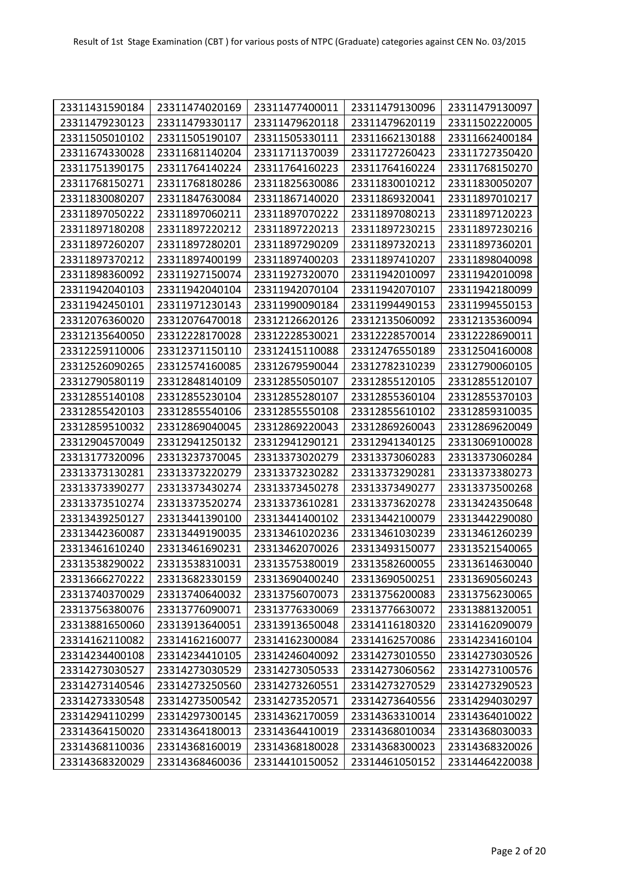| 23311431590184 | 23311474020169 | 23311477400011 | 23311479130096 | 23311479130097 |
|---|---|---|---|---|
| 23311479230123 | 23311479330117 | 23311479620118 | 23311479620119 | 23311502220005 |
| 23311505010102 | 23311505190107 | 23311505330111 | 23311662130188 | 23311662400184 |
| 23311674330028 | 23311681140204 | 23311711370039 | 23311727260423 | 23311727350420 |
| 23311751390175 | 23311764140224 | 23311764160223 | 23311764160224 | 23311768150270 |
| 23311768150271 | 23311768180286 | 23311825630086 | 23311830010212 | 23311830050207 |
| 23311830080207 | 23311847630084 | 23311867140020 | 23311869320041 | 23311897010217 |
| 23311897050222 | 23311897060211 | 23311897070222 | 23311897080213 | 23311897120223 |
| 23311897180208 | 23311897220212 | 23311897220213 | 23311897230215 | 23311897230216 |
| 23311897260207 | 23311897280201 | 23311897290209 | 23311897320213 | 23311897360201 |
| 23311897370212 | 23311897400199 | 23311897400203 | 23311897410207 | 23311898040098 |
| 23311898360092 | 23311927150074 | 23311927320070 | 23311942010097 | 23311942010098 |
| 23311942040103 | 23311942040104 | 23311942070104 | 23311942070107 | 23311942180099 |
| 23311942450101 | 23311971230143 | 23311990090184 | 23311994490153 | 23311994550153 |
| 23312076360020 | 23312076470018 | 23312126620126 | 23312135060092 | 23312135360094 |
| 23312135640050 | 23312228170028 | 23312228530021 | 23312228570014 | 23312228690011 |
| 23312259110006 | 23312371150110 | 23312415110088 | 23312476550189 | 23312504160008 |
| 23312526090265 | 23312574160085 | 23312679590044 | 23312782310239 | 23312790060105 |
| 23312790580119 | 23312848140109 | 23312855050107 | 23312855120105 | 23312855120107 |
| 23312855140108 | 23312855230104 | 23312855280107 | 23312855360104 | 23312855370103 |
| 23312855420103 | 23312855540106 | 23312855550108 | 23312855610102 | 23312859310035 |
| 23312859510032 | 23312869040045 | 23312869220043 | 23312869260043 | 23312869620049 |
| 23312904570049 | 23312941250132 | 23312941290121 | 23312941340125 | 23313069100028 |
| 23313177320096 | 23313237370045 | 23313373020279 | 23313373060283 | 23313373060284 |
| 23313373130281 | 23313373220279 | 23313373230282 | 23313373290281 | 23313373380273 |
| 23313373390277 | 23313373430274 | 23313373450278 | 23313373490277 | 23313373500268 |
| 23313373510274 | 23313373520274 | 23313373610281 | 23313373620278 | 23313424350648 |
| 23313439250127 | 23313441390100 | 23313441400102 | 23313442100079 | 23313442290080 |
| 23313442360087 | 23313449190035 | 23313461020236 | 23313461030239 | 23313461260239 |
| 23313461610240 | 23313461690231 | 23313462070026 | 23313493150077 | 23313521540065 |
| 23313538290022 | 23313538310031 | 23313575380019 | 23313582600055 | 23313614630040 |
| 23313666270222 | 23313682330159 | 23313690400240 | 23313690500251 | 23313690560243 |
| 23313740370029 | 23313740640032 | 23313756070073 | 23313756200083 | 23313756230065 |
| 23313756380076 | 23313776090071 | 23313776330069 | 23313776630072 | 23313881320051 |
| 23313881650060 | 23313913640051 | 23313913650048 | 23314116180320 | 23314162090079 |
| 23314162110082 | 23314162160077 | 23314162300084 | 23314162570086 | 23314234160104 |
| 23314234400108 | 23314234410105 | 23314246040092 | 23314273010550 | 23314273030526 |
| 23314273030527 | 23314273030529 | 23314273050533 | 23314273060562 | 23314273100576 |
| 23314273140546 | 23314273250560 | 23314273260551 | 23314273270529 | 23314273290523 |
| 23314273330548 | 23314273500542 | 23314273520571 | 23314273640556 | 23314294030297 |
| 23314294110299 | 23314297300145 | 23314362170059 | 23314363310014 | 23314364010022 |
| 23314364150020 | 23314364180013 | 23314364410019 | 23314368010034 | 23314368030033 |
| 23314368110036 | 23314368160019 | 23314368180028 | 23314368300023 | 23314368320026 |
| 23314368320029 | 23314368460036 | 23314410150052 | 23314461050152 | 23314464220038 |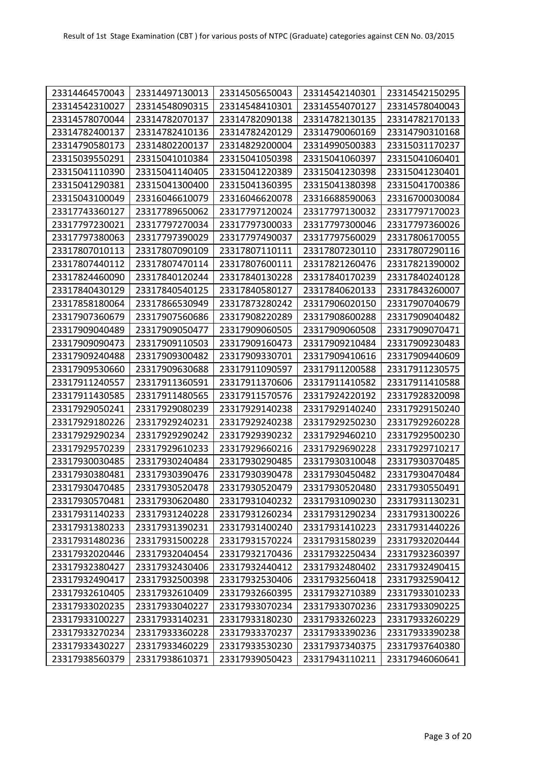Result of 1st Stage Examination (CBT ) for various posts of NTPC (Graduate) categories against CEN No. 03/2015

| | | | | |
|---|---|---|---|---|
| 23314464570043 | 23314497130013 | 23314505650043 | 23314542140301 | 23314542150295 |
| 23314542310027 | 23314548090315 | 23314548410301 | 23314554070127 | 23314578040043 |
| 23314578070044 | 23314782070137 | 23314782090138 | 23314782130135 | 23314782170133 |
| 23314782400137 | 23314782410136 | 23314782420129 | 23314790060169 | 23314790310168 |
| 23314790580173 | 23314802200137 | 23314829200004 | 23314990500383 | 23315031170237 |
| 23315039550291 | 23315041010384 | 23315041050398 | 23315041060397 | 23315041060401 |
| 23315041110390 | 23315041140405 | 23315041220389 | 23315041230398 | 23315041230401 |
| 23315041290381 | 23315041300400 | 23315041360395 | 23315041380398 | 23315041700386 |
| 23315043100049 | 23316046610079 | 23316046620078 | 23316688590063 | 23316700030084 |
| 23317743360127 | 23317789650062 | 23317797120024 | 23317797130032 | 23317797170023 |
| 23317797230021 | 23317797270034 | 23317797300033 | 23317797300046 | 23317797360026 |
| 23317797380063 | 23317797390029 | 23317797490037 | 23317797560029 | 23317806170055 |
| 23317807010113 | 23317807090109 | 23317807110111 | 23317807230110 | 23317807290116 |
| 23317807440112 | 23317807470114 | 23317807600111 | 23317821260476 | 23317821390002 |
| 23317824460090 | 23317840120244 | 23317840130228 | 23317840170239 | 23317840240128 |
| 23317840430129 | 23317840540125 | 23317840580127 | 23317840620133 | 23317843260007 |
| 23317858180064 | 23317866530949 | 23317873280242 | 23317906020150 | 23317907040679 |
| 23317907360679 | 23317907560686 | 23317908220289 | 23317908600288 | 23317909040482 |
| 23317909040489 | 23317909050477 | 23317909060505 | 23317909060508 | 23317909070471 |
| 23317909090473 | 23317909110503 | 23317909160473 | 23317909210484 | 23317909230483 |
| 23317909240488 | 23317909300482 | 23317909330701 | 23317909410616 | 23317909440609 |
| 23317909530660 | 23317909630688 | 23317911090597 | 23317911200588 | 23317911230575 |
| 23317911240557 | 23317911360591 | 23317911370606 | 23317911410582 | 23317911410588 |
| 23317911430585 | 23317911480565 | 23317911570576 | 23317924220192 | 23317928320098 |
| 23317929050241 | 23317929080239 | 23317929140238 | 23317929140240 | 23317929150240 |
| 23317929180226 | 23317929240231 | 23317929240238 | 23317929250230 | 23317929260228 |
| 23317929290234 | 23317929290242 | 23317929390232 | 23317929460210 | 23317929500230 |
| 23317929570239 | 23317929610233 | 23317929660216 | 23317929690228 | 23317929710217 |
| 23317930030485 | 23317930240484 | 23317930290485 | 23317930310048 | 23317930370485 |
| 23317930380481 | 23317930390476 | 23317930390478 | 23317930450482 | 23317930470484 |
| 23317930470485 | 23317930520478 | 23317930520479 | 23317930520480 | 23317930550491 |
| 23317930570481 | 23317930620480 | 23317931040232 | 23317931090230 | 23317931130231 |
| 23317931140233 | 23317931240228 | 23317931260234 | 23317931290234 | 23317931300226 |
| 23317931380233 | 23317931390231 | 23317931400240 | 23317931410223 | 23317931440226 |
| 23317931480236 | 23317931500228 | 23317931570224 | 23317931580239 | 23317932020444 |
| 23317932020446 | 23317932040454 | 23317932170436 | 23317932250434 | 23317932360397 |
| 23317932380427 | 23317932430406 | 23317932440412 | 23317932480402 | 23317932490415 |
| 23317932490417 | 23317932500398 | 23317932530406 | 23317932560418 | 23317932590412 |
| 23317932610405 | 23317932610409 | 23317932660395 | 23317932710389 | 23317933010233 |
| 23317933020235 | 23317933040227 | 23317933070234 | 23317933070236 | 23317933090225 |
| 23317933100227 | 23317933140231 | 23317933180230 | 23317933260223 | 23317933260229 |
| 23317933270234 | 23317933360228 | 23317933370237 | 23317933390236 | 23317933390238 |
| 23317933430227 | 23317933460229 | 23317933530230 | 23317937340375 | 23317937640380 |
| 23317938560379 | 23317938610371 | 23317939050423 | 23317943110211 | 23317946060641 |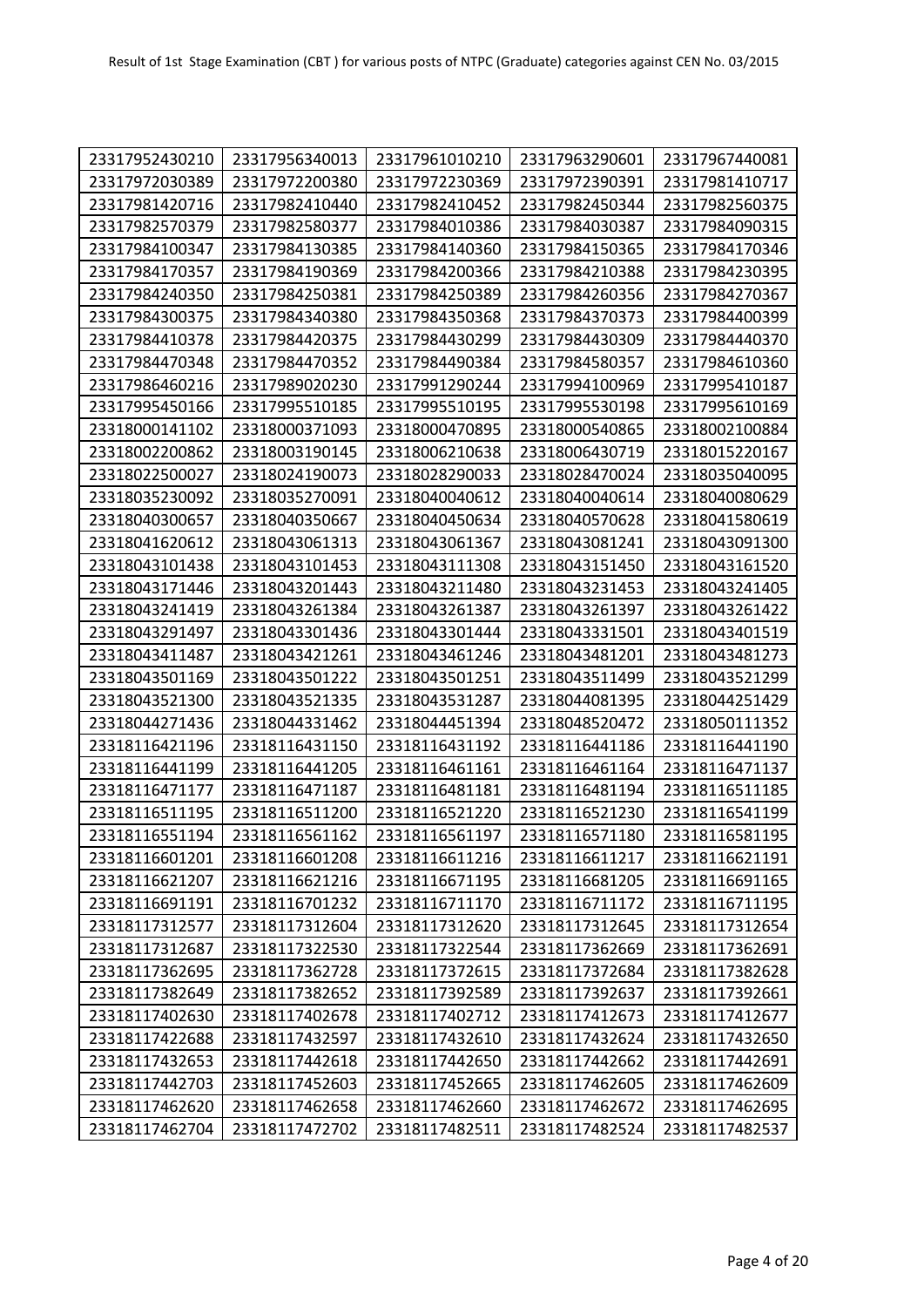| 23317952430210 | 23317956340013 | 23317961010210 | 23317963290601 | 23317967440081 |
|---|---|---|---|---|
| 23317972030389 | 23317972200380 | 23317972230369 | 23317972390391 | 23317981410717 |
| 23317981420716 | 23317982410440 | 23317982410452 | 23317982450344 | 23317982560375 |
| 23317982570379 | 23317982580377 | 23317984010386 | 23317984030387 | 23317984090315 |
| 23317984100347 | 23317984130385 | 23317984140360 | 23317984150365 | 23317984170346 |
| 23317984170357 | 23317984190369 | 23317984200366 | 23317984210388 | 23317984230395 |
| 23317984240350 | 23317984250381 | 23317984250389 | 23317984260356 | 23317984270367 |
| 23317984300375 | 23317984340380 | 23317984350368 | 23317984370373 | 23317984400399 |
| 23317984410378 | 23317984420375 | 23317984430299 | 23317984430309 | 23317984440370 |
| 23317984470348 | 23317984470352 | 23317984490384 | 23317984580357 | 23317984610360 |
| 23317986460216 | 23317989020230 | 23317991290244 | 23317994100969 | 23317995410187 |
| 23317995450166 | 23317995510185 | 23317995510195 | 23317995530198 | 23317995610169 |
| 23318000141102 | 23318000371093 | 23318000470895 | 23318000540865 | 23318002100884 |
| 23318002200862 | 23318003190145 | 23318006210638 | 23318006430719 | 23318015220167 |
| 23318022500027 | 23318024190073 | 23318028290033 | 23318028470024 | 23318035040095 |
| 23318035230092 | 23318035270091 | 23318040040612 | 23318040040614 | 23318040080629 |
| 23318040300657 | 23318040350667 | 23318040450634 | 23318040570628 | 23318041580619 |
| 23318041620612 | 23318043061313 | 23318043061367 | 23318043081241 | 23318043091300 |
| 23318043101438 | 23318043101453 | 23318043111308 | 23318043151450 | 23318043161520 |
| 23318043171446 | 23318043201443 | 23318043211480 | 23318043231453 | 23318043241405 |
| 23318043241419 | 23318043261384 | 23318043261387 | 23318043261397 | 23318043261422 |
| 23318043291497 | 23318043301436 | 23318043301444 | 23318043331501 | 23318043401519 |
| 23318043411487 | 23318043421261 | 23318043461246 | 23318043481201 | 23318043481273 |
| 23318043501169 | 23318043501222 | 23318043501251 | 23318043511499 | 23318043521299 |
| 23318043521300 | 23318043521335 | 23318043531287 | 23318044081395 | 23318044251429 |
| 23318044271436 | 23318044331462 | 23318044451394 | 23318048520472 | 23318050111352 |
| 23318116421196 | 23318116431150 | 23318116431192 | 23318116441186 | 23318116441190 |
| 23318116441199 | 23318116441205 | 23318116461161 | 23318116461164 | 23318116471137 |
| 23318116471177 | 23318116471187 | 23318116481181 | 23318116481194 | 23318116511185 |
| 23318116511195 | 23318116511200 | 23318116521220 | 23318116521230 | 23318116541199 |
| 23318116551194 | 23318116561162 | 23318116561197 | 23318116571180 | 23318116581195 |
| 23318116601201 | 23318116601208 | 23318116611216 | 23318116611217 | 23318116621191 |
| 23318116621207 | 23318116621216 | 23318116671195 | 23318116681205 | 23318116691165 |
| 23318116691191 | 23318116701232 | 23318116711170 | 23318116711172 | 23318116711195 |
| 23318117312577 | 23318117312604 | 23318117312620 | 23318117312645 | 23318117312654 |
| 23318117312687 | 23318117322530 | 23318117322544 | 23318117362669 | 23318117362691 |
| 23318117362695 | 23318117362728 | 23318117372615 | 23318117372684 | 23318117382628 |
| 23318117382649 | 23318117382652 | 23318117392589 | 23318117392637 | 23318117392661 |
| 23318117402630 | 23318117402678 | 23318117402712 | 23318117412673 | 23318117412677 |
| 23318117422688 | 23318117432597 | 23318117432610 | 23318117432624 | 23318117432650 |
| 23318117432653 | 23318117442618 | 23318117442650 | 23318117442662 | 23318117442691 |
| 23318117442703 | 23318117452603 | 23318117452665 | 23318117462605 | 23318117462609 |
| 23318117462620 | 23318117462658 | 23318117462660 | 23318117462672 | 23318117462695 |
| 23318117462704 | 23318117472702 | 23318117482511 | 23318117482524 | 23318117482537 |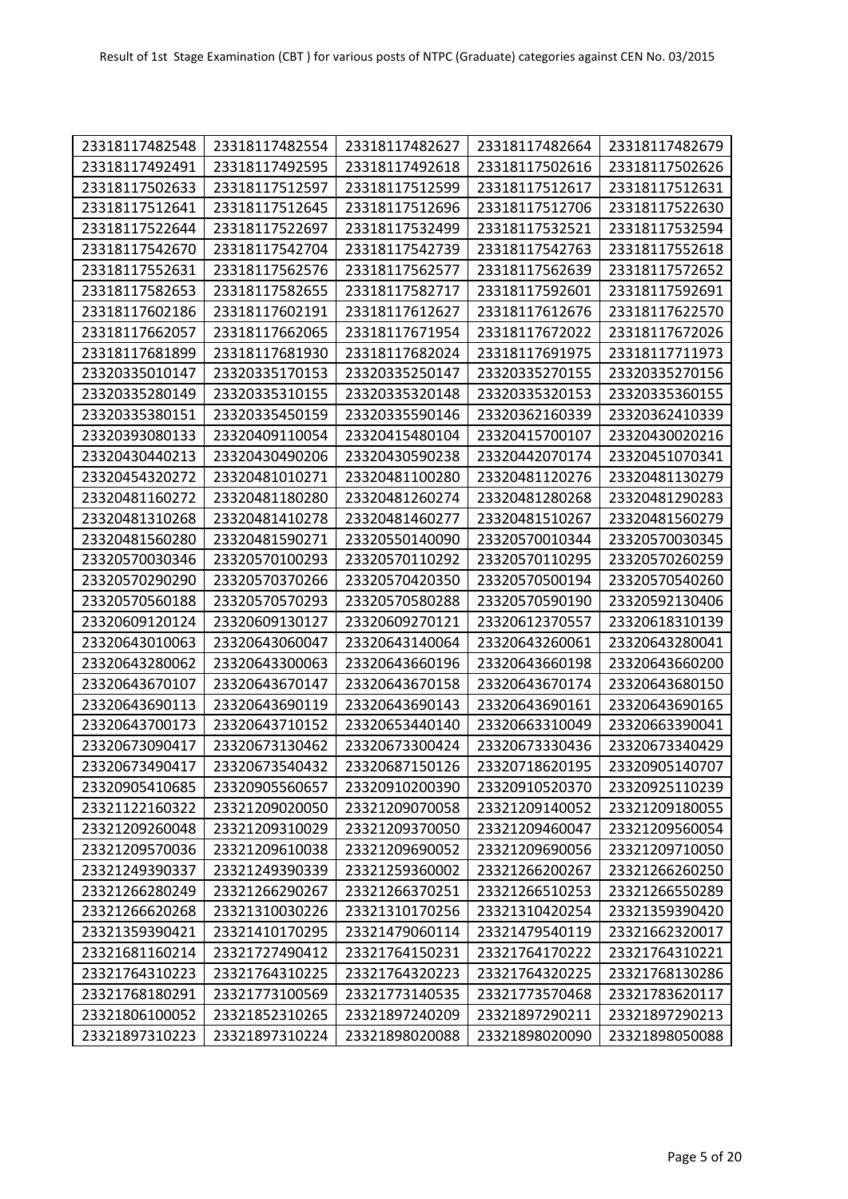| 23318117482548 | 23318117482554 | 23318117482627 | 23318117482664 | 23318117482679 |
|---|---|---|---|---|
| 23318117492491 | 23318117492595 | 23318117492618 | 23318117502616 | 23318117502626 |
| 23318117502633 | 23318117512597 | 23318117512599 | 23318117512617 | 23318117512631 |
| 23318117512641 | 23318117512645 | 23318117512696 | 23318117512706 | 23318117522630 |
| 23318117522644 | 23318117522697 | 23318117532499 | 23318117532521 | 23318117532594 |
| 23318117542670 | 23318117542704 | 23318117542739 | 23318117542763 | 23318117552618 |
| 23318117552631 | 23318117562576 | 23318117562577 | 23318117562639 | 23318117572652 |
| 23318117582653 | 23318117582655 | 23318117582717 | 23318117592601 | 23318117592691 |
| 23318117602186 | 23318117602191 | 23318117612627 | 23318117612676 | 23318117622570 |
| 23318117662057 | 23318117662065 | 23318117671954 | 23318117672022 | 23318117672026 |
| 23318117681899 | 23318117681930 | 23318117682024 | 23318117691975 | 23318117711973 |
| 23320335010147 | 23320335170153 | 23320335250147 | 23320335270155 | 23320335270156 |
| 23320335280149 | 23320335310155 | 23320335320148 | 23320335320153 | 23320335360155 |
| 23320335380151 | 23320335450159 | 23320335590146 | 23320362160339 | 23320362410339 |
| 23320393080133 | 23320409110054 | 23320415480104 | 23320415700107 | 23320430020216 |
| 23320430440213 | 23320430490206 | 23320430590238 | 23320442070174 | 23320451070341 |
| 23320454320272 | 23320481010271 | 23320481100280 | 23320481120276 | 23320481130279 |
| 23320481160272 | 23320481180280 | 23320481260274 | 23320481280268 | 23320481290283 |
| 23320481310268 | 23320481410278 | 23320481460277 | 23320481510267 | 23320481560279 |
| 23320481560280 | 23320481590271 | 23320550140090 | 23320570010344 | 23320570030345 |
| 23320570030346 | 23320570100293 | 23320570110292 | 23320570110295 | 23320570260259 |
| 23320570290290 | 23320570370266 | 23320570420350 | 23320570500194 | 23320570540260 |
| 23320570560188 | 23320570570293 | 23320570580288 | 23320570590190 | 23320592130406 |
| 23320609120124 | 23320609130127 | 23320609270121 | 23320612370557 | 23320618310139 |
| 23320643010063 | 23320643060047 | 23320643140064 | 23320643260061 | 23320643280041 |
| 23320643280062 | 23320643300063 | 23320643660196 | 23320643660198 | 23320643660200 |
| 23320643670107 | 23320643670147 | 23320643670158 | 23320643670174 | 23320643680150 |
| 23320643690113 | 23320643690119 | 23320643690143 | 23320643690161 | 23320643690165 |
| 23320643700173 | 23320643710152 | 23320653440140 | 23320663310049 | 23320663390041 |
| 23320673090417 | 23320673130462 | 23320673300424 | 23320673330436 | 23320673340429 |
| 23320673490417 | 23320673540432 | 23320687150126 | 23320718620195 | 23320905140707 |
| 23320905410685 | 23320905560657 | 23320910200390 | 23320910520370 | 23320925110239 |
| 23321122160322 | 23321209020050 | 23321209070058 | 23321209140052 | 23321209180055 |
| 23321209260048 | 23321209310029 | 23321209370050 | 23321209460047 | 23321209560054 |
| 23321209570036 | 23321209610038 | 23321209690052 | 23321209690056 | 23321209710050 |
| 23321249390337 | 23321249390339 | 23321259360002 | 23321266200267 | 23321266260250 |
| 23321266280249 | 23321266290267 | 23321266370251 | 23321266510253 | 23321266550289 |
| 23321266620268 | 23321310030226 | 23321310170256 | 23321310420254 | 23321359390420 |
| 23321359390421 | 23321410170295 | 23321479060114 | 23321479540119 | 23321662320017 |
| 23321681160214 | 23321727490412 | 23321764150231 | 23321764170222 | 23321764310221 |
| 23321764310223 | 23321764310225 | 23321764320223 | 23321764320225 | 23321768130286 |
| 23321768180291 | 23321773100569 | 23321773140535 | 23321773570468 | 23321783620117 |
| 23321806100052 | 23321852310265 | 23321897240209 | 23321897290211 | 23321897290213 |
| 23321897310223 | 23321897310224 | 23321898020088 | 23321898020090 | 23321898050088 |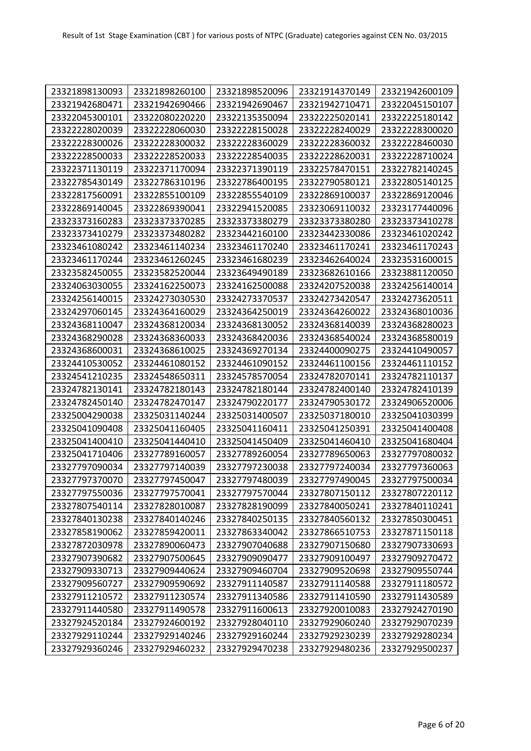| 23321898130093 | 23321898260100 | 23321898520096 | 23321914370149 | 23321942600109 |
|---|---|---|---|---|
| 23321942680471 | 23321942690466 | 23321942690467 | 23321942710471 | 23322045150107 |
| 23322045300101 | 23322080220220 | 23322135350094 | 23322225020141 | 23322225180142 |
| 23322228020039 | 23322228060030 | 23322228150028 | 23322228240029 | 23322228300020 |
| 23322228300026 | 23322228300032 | 23322228360029 | 23322228360032 | 23322228460030 |
| 23322228500033 | 23322228520033 | 23322228540035 | 23322228620031 | 23322228710024 |
| 23322371130119 | 23322371170094 | 23322371390119 | 23322578470151 | 23322782140245 |
| 23322785430149 | 23322786310196 | 23322786400195 | 23322790580121 | 23322805140125 |
| 23322817560091 | 23322855100109 | 23322855540109 | 23322869100037 | 23322869120046 |
| 23322869140045 | 23322869390041 | 23322941520085 | 23323069110032 | 23323177440096 |
| 23323373160283 | 23323373370285 | 23323373380279 | 23323373380280 | 23323373410278 |
| 23323373410279 | 23323373480282 | 23323442160100 | 23323442330086 | 23323461020242 |
| 23323461080242 | 23323461140234 | 23323461170240 | 23323461170241 | 23323461170243 |
| 23323461170244 | 23323461260245 | 23323461680239 | 23323462640024 | 23323531600015 |
| 23323582450055 | 23323582520044 | 23323649490189 | 23323682610166 | 23323881120050 |
| 23324063030055 | 23324162250073 | 23324162500088 | 23324207520038 | 23324256140014 |
| 23324256140015 | 23324273030530 | 23324273370537 | 23324273420547 | 23324273620511 |
| 23324297060145 | 23324364160029 | 23324364250019 | 23324364260022 | 23324368010036 |
| 23324368110047 | 23324368120034 | 23324368130052 | 23324368140039 | 23324368280023 |
| 23324368290028 | 23324368360033 | 23324368420036 | 23324368540024 | 23324368580019 |
| 23324368600031 | 23324368610025 | 23324369270134 | 23324400090275 | 23324410490057 |
| 23324410530052 | 23324461080152 | 23324461090152 | 23324461100156 | 23324461110152 |
| 23324541210235 | 23324548650311 | 23324578570054 | 23324782070141 | 23324782110137 |
| 23324782130141 | 23324782180143 | 23324782180144 | 23324782400140 | 23324782410139 |
| 23324782450140 | 23324782470147 | 23324790220177 | 23324790530172 | 23324906520006 |
| 23325004290038 | 23325031140244 | 23325031400507 | 23325037180010 | 23325041030399 |
| 23325041090408 | 23325041160405 | 23325041160411 | 23325041250391 | 23325041400408 |
| 23325041400410 | 23325041440410 | 23325041450409 | 23325041460410 | 23325041680404 |
| 23325041710406 | 23327789160057 | 23327789260054 | 23327789650063 | 23327797080032 |
| 23327797090034 | 23327797140039 | 23327797230038 | 23327797240034 | 23327797360063 |
| 23327797370070 | 23327797450047 | 23327797480039 | 23327797490045 | 23327797500034 |
| 23327797550036 | 23327797570041 | 23327797570044 | 23327807150112 | 23327807220112 |
| 23327807540114 | 23327828010087 | 23327828190099 | 23327840050241 | 23327840110241 |
| 23327840130238 | 23327840140246 | 23327840250135 | 23327840560132 | 23327850300451 |
| 23327858190062 | 23327859420011 | 23327863340042 | 23327866510753 | 23327871150118 |
| 23327872030978 | 23327890060473 | 23327907040688 | 23327907150680 | 23327907330693 |
| 23327907390682 | 23327907500645 | 23327909090477 | 23327909100497 | 23327909270472 |
| 23327909330713 | 23327909440624 | 23327909460704 | 23327909520698 | 23327909550744 |
| 23327909560727 | 23327909590692 | 23327911140587 | 23327911140588 | 23327911180572 |
| 23327911210572 | 23327911230574 | 23327911340586 | 23327911410590 | 23327911430589 |
| 23327911440580 | 23327911490578 | 23327911600613 | 23327920010083 | 23327924270190 |
| 23327924520184 | 23327924600192 | 23327928040110 | 23327929060240 | 23327929070239 |
| 23327929110244 | 23327929140246 | 23327929160244 | 23327929230239 | 23327929280234 |
| 23327929360246 | 23327929460232 | 23327929470238 | 23327929480236 | 23327929500237 |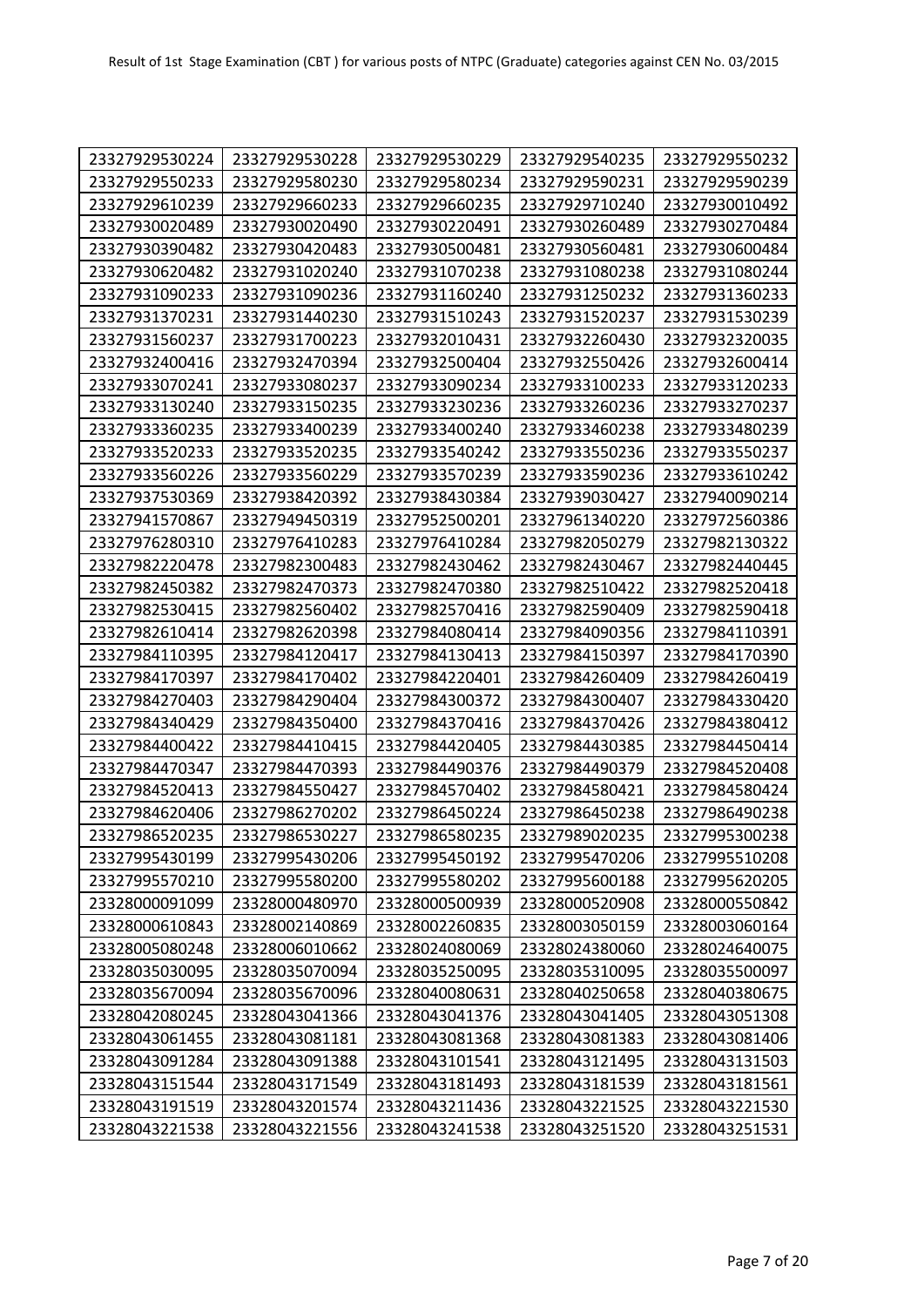| 23327929530224 | 23327929530228 | 23327929530229 | 23327929540235 | 23327929550232 |
|---|---|---|---|---|
| 23327929550233 | 23327929580230 | 23327929580234 | 23327929590231 | 23327929590239 |
| 23327929610239 | 23327929660233 | 23327929660235 | 23327929710240 | 23327930010492 |
| 23327930020489 | 23327930020490 | 23327930220491 | 23327930260489 | 23327930270484 |
| 23327930390482 | 23327930420483 | 23327930500481 | 23327930560481 | 23327930600484 |
| 23327930620482 | 23327931020240 | 23327931070238 | 23327931080238 | 23327931080244 |
| 23327931090233 | 23327931090236 | 23327931160240 | 23327931250232 | 23327931360233 |
| 23327931370231 | 23327931440230 | 23327931510243 | 23327931520237 | 23327931530239 |
| 23327931560237 | 23327931700223 | 23327932010431 | 23327932260430 | 23327932320035 |
| 23327932400416 | 23327932470394 | 23327932500404 | 23327932550426 | 23327932600414 |
| 23327933070241 | 23327933080237 | 23327933090234 | 23327933100233 | 23327933120233 |
| 23327933130240 | 23327933150235 | 23327933230236 | 23327933260236 | 23327933270237 |
| 23327933360235 | 23327933400239 | 23327933400240 | 23327933460238 | 23327933480239 |
| 23327933520233 | 23327933520235 | 23327933540242 | 23327933550236 | 23327933550237 |
| 23327933560226 | 23327933560229 | 23327933570239 | 23327933590236 | 23327933610242 |
| 23327937530369 | 23327938420392 | 23327938430384 | 23327939030427 | 23327940090214 |
| 23327941570867 | 23327949450319 | 23327952500201 | 23327961340220 | 23327972560386 |
| 23327976280310 | 23327976410283 | 23327976410284 | 23327982050279 | 23327982130322 |
| 23327982220478 | 23327982300483 | 23327982430462 | 23327982430467 | 23327982440445 |
| 23327982450382 | 23327982470373 | 23327982470380 | 23327982510422 | 23327982520418 |
| 23327982530415 | 23327982560402 | 23327982570416 | 23327982590409 | 23327982590418 |
| 23327982610414 | 23327982620398 | 23327984080414 | 23327984090356 | 23327984110391 |
| 23327984110395 | 23327984120417 | 23327984130413 | 23327984150397 | 23327984170390 |
| 23327984170397 | 23327984170402 | 23327984220401 | 23327984260409 | 23327984260419 |
| 23327984270403 | 23327984290404 | 23327984300372 | 23327984300407 | 23327984330420 |
| 23327984340429 | 23327984350400 | 23327984370416 | 23327984370426 | 23327984380412 |
| 23327984400422 | 23327984410415 | 23327984420405 | 23327984430385 | 23327984450414 |
| 23327984470347 | 23327984470393 | 23327984490376 | 23327984490379 | 23327984520408 |
| 23327984520413 | 23327984550427 | 23327984570402 | 23327984580421 | 23327984580424 |
| 23327984620406 | 23327986270202 | 23327986450224 | 23327986450238 | 23327986490238 |
| 23327986520235 | 23327986530227 | 23327986580235 | 23327989020235 | 23327995300238 |
| 23327995430199 | 23327995430206 | 23327995450192 | 23327995470206 | 23327995510208 |
| 23327995570210 | 23327995580200 | 23327995580202 | 23327995600188 | 23327995620205 |
| 23328000091099 | 23328000480970 | 23328000500939 | 23328000520908 | 23328000550842 |
| 23328000610843 | 23328002140869 | 23328002260835 | 23328003050159 | 23328003060164 |
| 23328005080248 | 23328006010662 | 23328024080069 | 23328024380060 | 23328024640075 |
| 23328035030095 | 23328035070094 | 23328035250095 | 23328035310095 | 23328035500097 |
| 23328035670094 | 23328035670096 | 23328040080631 | 23328040250658 | 23328040380675 |
| 23328042080245 | 23328043041366 | 23328043041376 | 23328043041405 | 23328043051308 |
| 23328043061455 | 23328043081181 | 23328043081368 | 23328043081383 | 23328043081406 |
| 23328043091284 | 23328043091388 | 23328043101541 | 23328043121495 | 23328043131503 |
| 23328043151544 | 23328043171549 | 23328043181493 | 23328043181539 | 23328043181561 |
| 23328043191519 | 23328043201574 | 23328043211436 | 23328043221525 | 23328043221530 |
| 23328043221538 | 23328043221556 | 23328043241538 | 23328043251520 | 23328043251531 |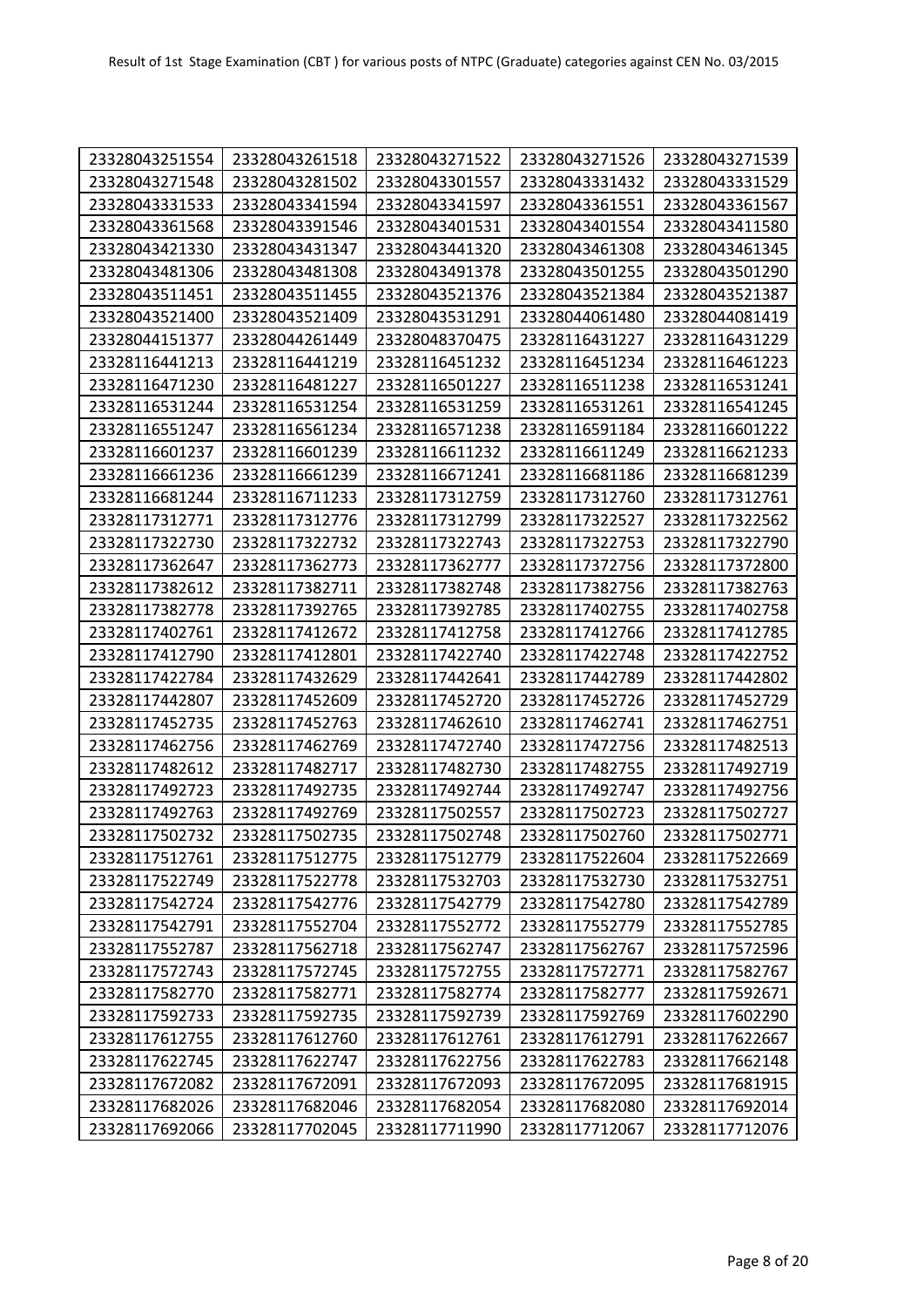| 23328043251554 | 23328043261518 | 23328043271522 | 23328043271526 | 23328043271539 |
|---|---|---|---|---|
| 23328043271548 | 23328043281502 | 23328043301557 | 23328043331432 | 23328043331529 |
| 23328043331533 | 23328043341594 | 23328043341597 | 23328043361551 | 23328043361567 |
| 23328043361568 | 23328043391546 | 23328043401531 | 23328043401554 | 23328043411580 |
| 23328043421330 | 23328043431347 | 23328043441320 | 23328043461308 | 23328043461345 |
| 23328043481306 | 23328043481308 | 23328043491378 | 23328043501255 | 23328043501290 |
| 23328043511451 | 23328043511455 | 23328043521376 | 23328043521384 | 23328043521387 |
| 23328043521400 | 23328043521409 | 23328043531291 | 23328044061480 | 23328044081419 |
| 23328044151377 | 23328044261449 | 23328048370475 | 23328116431227 | 23328116431229 |
| 23328116441213 | 23328116441219 | 23328116451232 | 23328116451234 | 23328116461223 |
| 23328116471230 | 23328116481227 | 23328116501227 | 23328116511238 | 23328116531241 |
| 23328116531244 | 23328116531254 | 23328116531259 | 23328116531261 | 23328116541245 |
| 23328116551247 | 23328116561234 | 23328116571238 | 23328116591184 | 23328116601222 |
| 23328116601237 | 23328116601239 | 23328116611232 | 23328116611249 | 23328116621233 |
| 23328116661236 | 23328116661239 | 23328116671241 | 23328116681186 | 23328116681239 |
| 23328116681244 | 23328116711233 | 23328117312759 | 23328117312760 | 23328117312761 |
| 23328117312771 | 23328117312776 | 23328117312799 | 23328117322527 | 23328117322562 |
| 23328117322730 | 23328117322732 | 23328117322743 | 23328117322753 | 23328117322790 |
| 23328117362647 | 23328117362773 | 23328117362777 | 23328117372756 | 23328117372800 |
| 23328117382612 | 23328117382711 | 23328117382748 | 23328117382756 | 23328117382763 |
| 23328117382778 | 23328117392765 | 23328117392785 | 23328117402755 | 23328117402758 |
| 23328117402761 | 23328117412672 | 23328117412758 | 23328117412766 | 23328117412785 |
| 23328117412790 | 23328117412801 | 23328117422740 | 23328117422748 | 23328117422752 |
| 23328117422784 | 23328117432629 | 23328117442641 | 23328117442789 | 23328117442802 |
| 23328117442807 | 23328117452609 | 23328117452720 | 23328117452726 | 23328117452729 |
| 23328117452735 | 23328117452763 | 23328117462610 | 23328117462741 | 23328117462751 |
| 23328117462756 | 23328117462769 | 23328117472740 | 23328117472756 | 23328117482513 |
| 23328117482612 | 23328117482717 | 23328117482730 | 23328117482755 | 23328117492719 |
| 23328117492723 | 23328117492735 | 23328117492744 | 23328117492747 | 23328117492756 |
| 23328117492763 | 23328117492769 | 23328117502557 | 23328117502723 | 23328117502727 |
| 23328117502732 | 23328117502735 | 23328117502748 | 23328117502760 | 23328117502771 |
| 23328117512761 | 23328117512775 | 23328117512779 | 23328117522604 | 23328117522669 |
| 23328117522749 | 23328117522778 | 23328117532703 | 23328117532730 | 23328117532751 |
| 23328117542724 | 23328117542776 | 23328117542779 | 23328117542780 | 23328117542789 |
| 23328117542791 | 23328117552704 | 23328117552772 | 23328117552779 | 23328117552785 |
| 23328117552787 | 23328117562718 | 23328117562747 | 23328117562767 | 23328117572596 |
| 23328117572743 | 23328117572745 | 23328117572755 | 23328117572771 | 23328117582767 |
| 23328117582770 | 23328117582771 | 23328117582774 | 23328117582777 | 23328117592671 |
| 23328117592733 | 23328117592735 | 23328117592739 | 23328117592769 | 23328117602290 |
| 23328117612755 | 23328117612760 | 23328117612761 | 23328117612791 | 23328117622667 |
| 23328117622745 | 23328117622747 | 23328117622756 | 23328117622783 | 23328117662148 |
| 23328117672082 | 23328117672091 | 23328117672093 | 23328117672095 | 23328117681915 |
| 23328117682026 | 23328117682046 | 23328117682054 | 23328117682080 | 23328117692014 |
| 23328117692066 | 23328117702045 | 23328117711990 | 23328117712067 | 23328117712076 |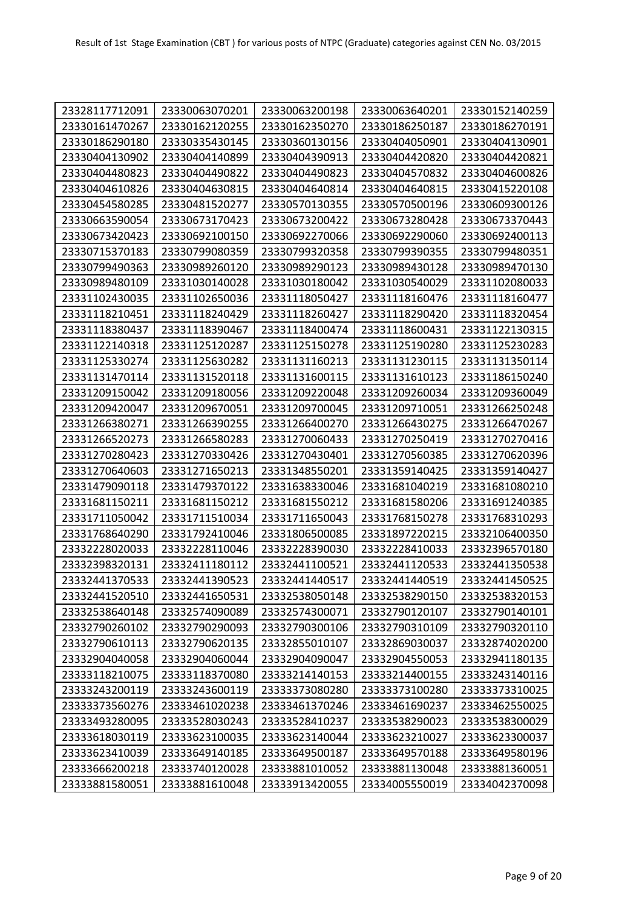Result of 1st Stage Examination (CBT ) for various posts of NTPC (Graduate) categories against CEN No. 03/2015

| | | | | |
|---|---|---|---|---|
| 23328117712091 | 23330063070201 | 23330063200198 | 23330063640201 | 23330152140259 |
| 23330161470267 | 23330162120255 | 23330162350270 | 23330186250187 | 23330186270191 |
| 23330186290180 | 23330335430145 | 23330360130156 | 23330404050901 | 23330404130901 |
| 23330404130902 | 23330404140899 | 23330404390913 | 23330404420820 | 23330404420821 |
| 23330404480823 | 23330404490822 | 23330404490823 | 23330404570832 | 23330404600826 |
| 23330404610826 | 23330404630815 | 23330404640814 | 23330404640815 | 23330415220108 |
| 23330454580285 | 23330481520277 | 23330570130355 | 23330570500196 | 23330609300126 |
| 23330663590054 | 23330673170423 | 23330673200422 | 23330673280428 | 23330673370443 |
| 23330673420423 | 23330692100150 | 23330692270066 | 23330692290060 | 23330692400113 |
| 23330715370183 | 23330799080359 | 23330799320358 | 23330799390355 | 23330799480351 |
| 23330799490363 | 23330989260120 | 23330989290123 | 23330989430128 | 23330989470130 |
| 23330989480109 | 23331030140028 | 23331030180042 | 23331030540029 | 23331102080033 |
| 23331102430035 | 23331102650036 | 23331118050427 | 23331118160476 | 23331118160477 |
| 23331118210451 | 23331118240429 | 23331118260427 | 23331118290420 | 23331118320454 |
| 23331118380437 | 23331118390467 | 23331118400474 | 23331118600431 | 23331122130315 |
| 23331122140318 | 23331125120287 | 23331125150278 | 23331125190280 | 23331125230283 |
| 23331125330274 | 23331125630282 | 23331131160213 | 23331131230115 | 23331131350114 |
| 23331131470114 | 23331131520118 | 23331131600115 | 23331131610123 | 23331186150240 |
| 23331209150042 | 23331209180056 | 23331209220048 | 23331209260034 | 23331209360049 |
| 23331209420047 | 23331209670051 | 23331209700045 | 23331209710051 | 23331266250248 |
| 23331266380271 | 23331266390255 | 23331266400270 | 23331266430275 | 23331266470267 |
| 23331266520273 | 23331266580283 | 23331270060433 | 23331270250419 | 23331270270416 |
| 23331270280423 | 23331270330426 | 23331270430401 | 23331270560385 | 23331270620396 |
| 23331270640603 | 23331271650213 | 23331348550201 | 23331359140425 | 23331359140427 |
| 23331479090118 | 23331479370122 | 23331638330046 | 23331681040219 | 23331681080210 |
| 23331681150211 | 23331681150212 | 23331681550212 | 23331681580206 | 23331691240385 |
| 23331711050042 | 23331711510034 | 23331711650043 | 23331768150278 | 23331768310293 |
| 23331768640290 | 23331792410046 | 23331806500085 | 23331897220215 | 23332106400350 |
| 23332228020033 | 23332228110046 | 23332228390030 | 23332228410033 | 23332396570180 |
| 23332398320131 | 23332411180112 | 23332441100521 | 23332441120533 | 23332441350538 |
| 23332441370533 | 23332441390523 | 23332441440517 | 23332441440519 | 23332441450525 |
| 23332441520510 | 23332441650531 | 23332538050148 | 23332538290150 | 23332538320153 |
| 23332538640148 | 23332574090089 | 23332574300071 | 23332790120107 | 23332790140101 |
| 23332790260102 | 23332790290093 | 23332790300106 | 23332790310109 | 23332790320110 |
| 23332790610113 | 23332790620135 | 23332855010107 | 23332869030037 | 23332874020200 |
| 23332904040058 | 23332904060044 | 23332904090047 | 23332904550053 | 23332941180135 |
| 23333118210075 | 23333118370080 | 23333214140153 | 23333214400155 | 23333243140116 |
| 23333243200119 | 23333243600119 | 23333373080280 | 23333373100280 | 23333373310025 |
| 23333373560276 | 23333461020238 | 23333461370246 | 23333461690237 | 23333462550025 |
| 23333493280095 | 23333528030243 | 23333528410237 | 23333538290023 | 23333538300029 |
| 23333618030119 | 23333623100035 | 23333623140044 | 23333623210027 | 23333623300037 |
| 23333623410039 | 23333649140185 | 23333649500187 | 23333649570188 | 23333649580196 |
| 23333666200218 | 23333740120028 | 23333881010052 | 23333881130048 | 23333881360051 |
| 23333881580051 | 23333881610048 | 23333913420055 | 23334005550019 | 23334042370098 |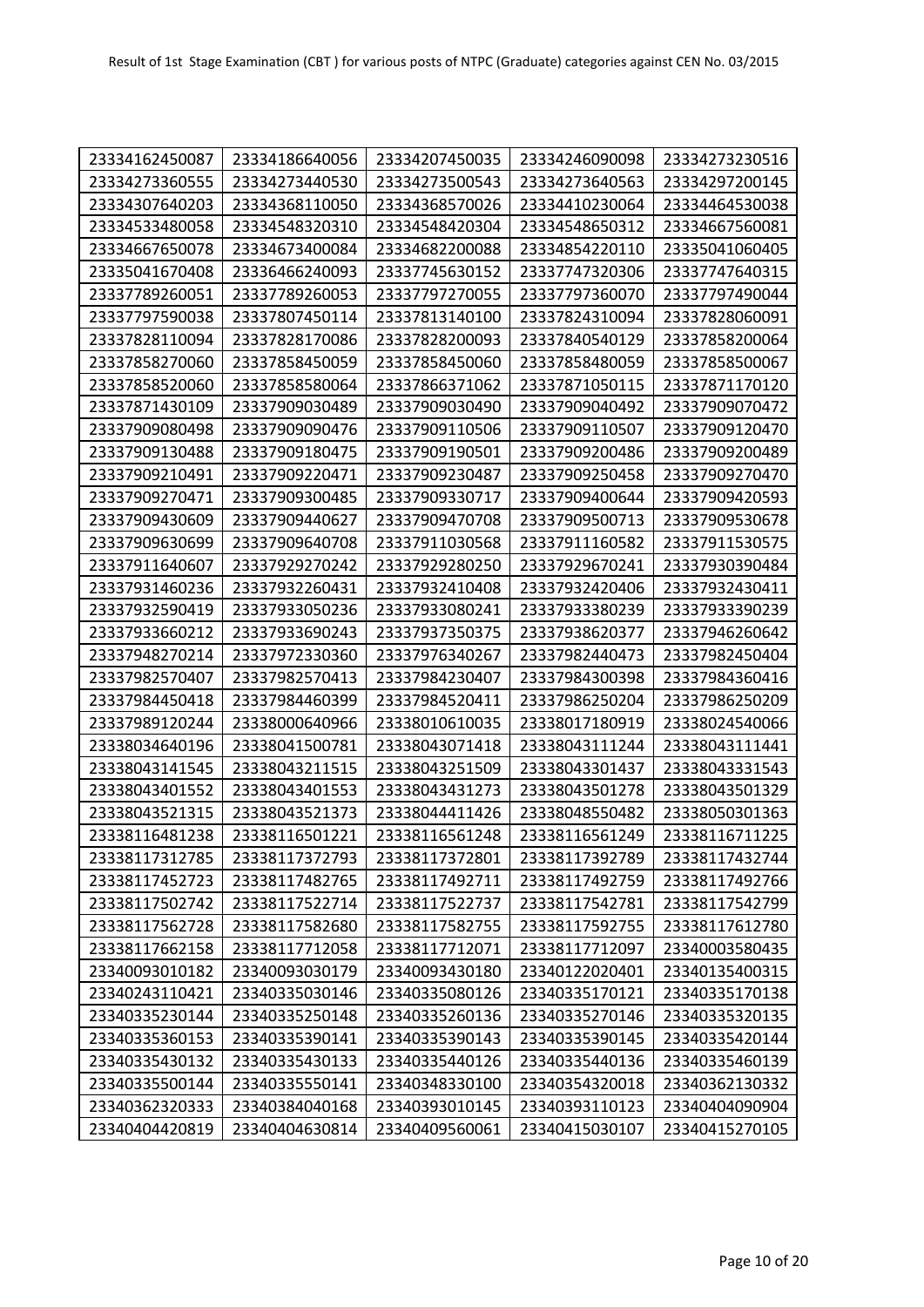Result of 1st Stage Examination (CBT ) for various posts of NTPC (Graduate) categories against CEN No. 03/2015

| | | | | |
|---|---|---|---|---|
| 23334162450087 | 23334186640056 | 23334207450035 | 23334246090098 | 23334273230516 |
| 23334273360555 | 23334273440530 | 23334273500543 | 23334273640563 | 23334297200145 |
| 23334307640203 | 23334368110050 | 23334368570026 | 23334410230064 | 23334464530038 |
| 23334533480058 | 23334548320310 | 23334548420304 | 23334548650312 | 23334667560081 |
| 23334667650078 | 23334673400084 | 23334682200088 | 23334854220110 | 23335041060405 |
| 23335041670408 | 23336466240093 | 23337745630152 | 23337747320306 | 23337747640315 |
| 23337789260051 | 23337789260053 | 23337797270055 | 23337797360070 | 23337797490044 |
| 23337797590038 | 23337807450114 | 23337813140100 | 23337824310094 | 23337828060091 |
| 23337828110094 | 23337828170086 | 23337828200093 | 23337840540129 | 23337858200064 |
| 23337858270060 | 23337858450059 | 23337858450060 | 23337858480059 | 23337858500067 |
| 23337858520060 | 23337858580064 | 23337866371062 | 23337871050115 | 23337871170120 |
| 23337871430109 | 23337909030489 | 23337909030490 | 23337909040492 | 23337909070472 |
| 23337909080498 | 23337909090476 | 23337909110506 | 23337909110507 | 23337909120470 |
| 23337909130488 | 23337909180475 | 23337909190501 | 23337909200486 | 23337909200489 |
| 23337909210491 | 23337909220471 | 23337909230487 | 23337909250458 | 23337909270470 |
| 23337909270471 | 23337909300485 | 23337909330717 | 23337909400644 | 23337909420593 |
| 23337909430609 | 23337909440627 | 23337909470708 | 23337909500713 | 23337909530678 |
| 23337909630699 | 23337909640708 | 23337911030568 | 23337911160582 | 23337911530575 |
| 23337911640607 | 23337929270242 | 23337929280250 | 23337929670241 | 23337930390484 |
| 23337931460236 | 23337932260431 | 23337932410408 | 23337932420406 | 23337932430411 |
| 23337932590419 | 23337933050236 | 23337933080241 | 23337933380239 | 23337933390239 |
| 23337933660212 | 23337933690243 | 23337937350375 | 23337938620377 | 23337946260642 |
| 23337948270214 | 23337972330360 | 23337976340267 | 23337982440473 | 23337982450404 |
| 23337982570407 | 23337982570413 | 23337984230407 | 23337984300398 | 23337984360416 |
| 23337984450418 | 23337984460399 | 23337984520411 | 23337986250204 | 23337986250209 |
| 23337989120244 | 23338000640966 | 23338010610035 | 23338017180919 | 23338024540066 |
| 23338034640196 | 23338041500781 | 23338043071418 | 23338043111244 | 23338043111441 |
| 23338043141545 | 23338043211515 | 23338043251509 | 23338043301437 | 23338043331543 |
| 23338043401552 | 23338043401553 | 23338043431273 | 23338043501278 | 23338043501329 |
| 23338043521315 | 23338043521373 | 23338044411426 | 23338048550482 | 23338050301363 |
| 23338116481238 | 23338116501221 | 23338116561248 | 23338116561249 | 23338116711225 |
| 23338117312785 | 23338117372793 | 23338117372801 | 23338117392789 | 23338117432744 |
| 23338117452723 | 23338117482765 | 23338117492711 | 23338117492759 | 23338117492766 |
| 23338117502742 | 23338117522714 | 23338117522737 | 23338117542781 | 23338117542799 |
| 23338117562728 | 23338117582680 | 23338117582755 | 23338117592755 | 23338117612780 |
| 23338117662158 | 23338117712058 | 23338117712071 | 23338117712097 | 23340003580435 |
| 23340093010182 | 23340093030179 | 23340093430180 | 23340122020401 | 23340135400315 |
| 23340243110421 | 23340335030146 | 23340335080126 | 23340335170121 | 23340335170138 |
| 23340335230144 | 23340335250148 | 23340335260136 | 23340335270146 | 23340335320135 |
| 23340335360153 | 23340335390141 | 23340335390143 | 23340335390145 | 23340335420144 |
| 23340335430132 | 23340335430133 | 23340335440126 | 23340335440136 | 23340335460139 |
| 23340335500144 | 23340335550141 | 23340348330100 | 23340354320018 | 23340362130332 |
| 23340362320333 | 23340384040168 | 23340393010145 | 23340393110123 | 23340404090904 |
| 23340404420819 | 23340404630814 | 23340409560061 | 23340415030107 | 23340415270105 |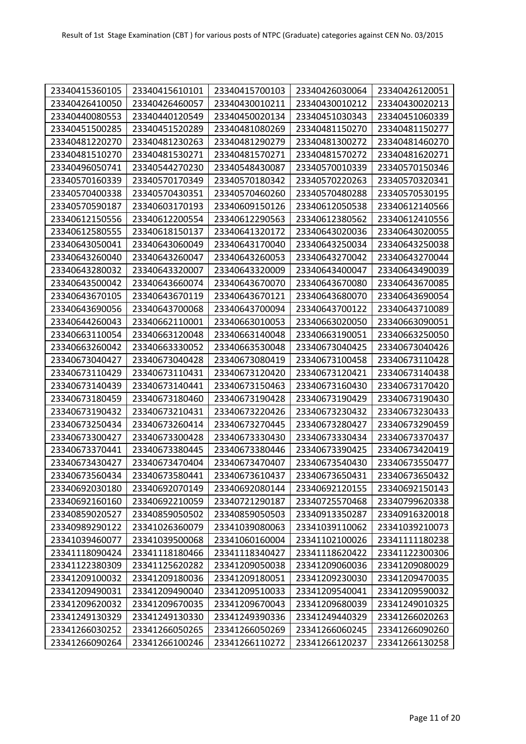| 23340415360105 | 23340415610101 | 23340415700103 | 23340426030064 | 23340426120051 |
|---|---|---|---|---|
| 23340426410050 | 23340426460057 | 23340430010211 | 23340430010212 | 23340430020213 |
| 23340440080553 | 23340440120549 | 23340450020134 | 23340451030343 | 23340451060339 |
| 23340451500285 | 23340451520289 | 23340481080269 | 23340481150270 | 23340481150277 |
| 23340481220270 | 23340481230263 | 23340481290279 | 23340481300272 | 23340481460270 |
| 23340481510270 | 23340481530271 | 23340481570271 | 23340481570272 | 23340481620271 |
| 23340496050741 | 23340544270230 | 23340548430087 | 23340570010339 | 23340570150346 |
| 23340570160339 | 23340570170349 | 23340570180342 | 23340570220263 | 23340570320341 |
| 23340570400338 | 23340570430351 | 23340570460260 | 23340570480288 | 23340570530195 |
| 23340570590187 | 23340603170193 | 23340609150126 | 23340612050538 | 23340612140566 |
| 23340612150556 | 23340612200554 | 23340612290563 | 23340612380562 | 23340612410556 |
| 23340612580555 | 23340618150137 | 23340641320172 | 23340643020036 | 23340643020055 |
| 23340643050041 | 23340643060049 | 23340643170040 | 23340643250034 | 23340643250038 |
| 23340643260040 | 23340643260047 | 23340643260053 | 23340643270042 | 23340643270044 |
| 23340643280032 | 23340643320007 | 23340643320009 | 23340643400047 | 23340643490039 |
| 23340643500042 | 23340643660074 | 23340643670070 | 23340643670080 | 23340643670085 |
| 23340643670105 | 23340643670119 | 23340643670121 | 23340643680070 | 23340643690054 |
| 23340643690056 | 23340643700068 | 23340643700094 | 23340643700122 | 23340643710089 |
| 23340644260043 | 23340662110001 | 23340663010053 | 23340663020050 | 23340663090051 |
| 23340663110054 | 23340663120048 | 23340663140048 | 23340663190051 | 23340663250050 |
| 23340663260042 | 23340663330052 | 23340663530048 | 23340673040425 | 23340673040426 |
| 23340673040427 | 23340673040428 | 23340673080419 | 23340673100458 | 23340673110428 |
| 23340673110429 | 23340673110431 | 23340673120420 | 23340673120421 | 23340673140438 |
| 23340673140439 | 23340673140441 | 23340673150463 | 23340673160430 | 23340673170420 |
| 23340673180459 | 23340673180460 | 23340673190428 | 23340673190429 | 23340673190430 |
| 23340673190432 | 23340673210431 | 23340673220426 | 23340673230432 | 23340673230433 |
| 23340673250434 | 23340673260414 | 23340673270445 | 23340673280427 | 23340673290459 |
| 23340673300427 | 23340673300428 | 23340673330430 | 23340673330434 | 23340673370437 |
| 23340673370441 | 23340673380445 | 23340673380446 | 23340673390425 | 23340673420419 |
| 23340673430427 | 23340673470404 | 23340673470407 | 23340673540430 | 23340673550477 |
| 23340673560434 | 23340673580441 | 23340673610437 | 23340673650431 | 23340673650432 |
| 23340692030180 | 23340692070149 | 23340692080144 | 23340692120155 | 23340692150143 |
| 23340692160160 | 23340692210059 | 23340721290187 | 23340725570468 | 23340799620338 |
| 23340859020527 | 23340859050502 | 23340859050503 | 23340913350287 | 23340916320018 |
| 23340989290122 | 23341026360079 | 23341039080063 | 23341039110062 | 23341039210073 |
| 23341039460077 | 23341039500068 | 23341060160004 | 23341102100026 | 23341111180238 |
| 23341118090424 | 23341118180466 | 23341118340427 | 23341118620422 | 23341122300306 |
| 23341122380309 | 23341125620282 | 23341209050038 | 23341209060036 | 23341209080029 |
| 23341209100032 | 23341209180036 | 23341209180051 | 23341209230030 | 23341209470035 |
| 23341209490031 | 23341209490040 | 23341209510033 | 23341209540041 | 23341209590032 |
| 23341209620032 | 23341209670035 | 23341209670043 | 23341209680039 | 23341249010325 |
| 23341249130329 | 23341249130330 | 23341249390336 | 23341249440329 | 23341266020263 |
| 23341266030252 | 23341266050265 | 23341266050269 | 23341266060245 | 23341266090260 |
| 23341266090264 | 23341266100246 | 23341266110272 | 23341266120237 | 23341266130258 |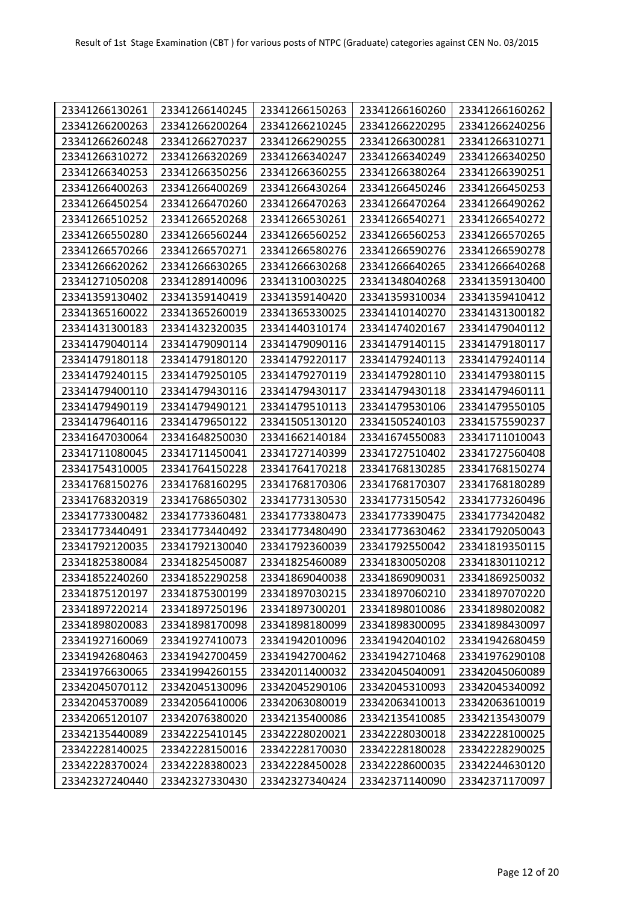| 23341266130261 | 23341266140245 | 23341266150263 | 23341266160260 | 23341266160262 |
|---|---|---|---|---|
| 23341266200263 | 23341266200264 | 23341266210245 | 23341266220295 | 23341266240256 |
| 23341266260248 | 23341266270237 | 23341266290255 | 23341266300281 | 23341266310271 |
| 23341266310272 | 23341266320269 | 23341266340247 | 23341266340249 | 23341266340250 |
| 23341266340253 | 23341266350256 | 23341266360255 | 23341266380264 | 23341266390251 |
| 23341266400263 | 23341266400269 | 23341266430264 | 23341266450246 | 23341266450253 |
| 23341266450254 | 23341266470260 | 23341266470263 | 23341266470264 | 23341266490262 |
| 23341266510252 | 23341266520268 | 23341266530261 | 23341266540271 | 23341266540272 |
| 23341266550280 | 23341266560244 | 23341266560252 | 23341266560253 | 23341266570265 |
| 23341266570266 | 23341266570271 | 23341266580276 | 23341266590276 | 23341266590278 |
| 23341266620262 | 23341266630265 | 23341266630268 | 23341266640265 | 23341266640268 |
| 23341271050208 | 23341289140096 | 23341310030225 | 23341348040268 | 23341359130400 |
| 23341359130402 | 23341359140419 | 23341359140420 | 23341359310034 | 23341359410412 |
| 23341365160022 | 23341365260019 | 23341365330025 | 23341410140270 | 23341431300182 |
| 23341431300183 | 23341432320035 | 23341440310174 | 23341474020167 | 23341479040112 |
| 23341479040114 | 23341479090114 | 23341479090116 | 23341479140115 | 23341479180117 |
| 23341479180118 | 23341479180120 | 23341479220117 | 23341479240113 | 23341479240114 |
| 23341479240115 | 23341479250105 | 23341479270119 | 23341479280110 | 23341479380115 |
| 23341479400110 | 23341479430116 | 23341479430117 | 23341479430118 | 23341479460111 |
| 23341479490119 | 23341479490121 | 23341479510113 | 23341479530106 | 23341479550105 |
| 23341479640116 | 23341479650122 | 23341505130120 | 23341505240103 | 23341575590237 |
| 23341647030064 | 23341648250030 | 23341662140184 | 23341674550083 | 23341711010043 |
| 23341711080045 | 23341711450041 | 23341727140399 | 23341727510402 | 23341727560408 |
| 23341754310005 | 23341764150228 | 23341764170218 | 23341768130285 | 23341768150274 |
| 23341768150276 | 23341768160295 | 23341768170306 | 23341768170307 | 23341768180289 |
| 23341768320319 | 23341768650302 | 23341773130530 | 23341773150542 | 23341773260496 |
| 23341773300482 | 23341773360481 | 23341773380473 | 23341773390475 | 23341773420482 |
| 23341773440491 | 23341773440492 | 23341773480490 | 23341773630462 | 23341792050043 |
| 23341792120035 | 23341792130040 | 23341792360039 | 23341792550042 | 23341819350115 |
| 23341825380084 | 23341825450087 | 23341825460089 | 23341830050208 | 23341830110212 |
| 23341852240260 | 23341852290258 | 23341869040038 | 23341869090031 | 23341869250032 |
| 23341875120197 | 23341875300199 | 23341897030215 | 23341897060210 | 23341897070220 |
| 23341897220214 | 23341897250196 | 23341897300201 | 23341898010086 | 23341898020082 |
| 23341898020083 | 23341898170098 | 23341898180099 | 23341898300095 | 23341898430097 |
| 23341927160069 | 23341927410073 | 23341942010096 | 23341942040102 | 23341942680459 |
| 23341942680463 | 23341942700459 | 23341942700462 | 23341942710468 | 23341976290108 |
| 23341976630065 | 23341994260155 | 23342011400032 | 23342045040091 | 23342045060089 |
| 23342045070112 | 23342045130096 | 23342045290106 | 23342045310093 | 23342045340092 |
| 23342045370089 | 23342056410006 | 23342063080019 | 23342063410013 | 23342063610019 |
| 23342065120107 | 23342076380020 | 23342135400086 | 23342135410085 | 23342135430079 |
| 23342135440089 | 23342225410145 | 23342228020021 | 23342228030018 | 23342228100025 |
| 23342228140025 | 23342228150016 | 23342228170030 | 23342228180028 | 23342228290025 |
| 23342228370024 | 23342228380023 | 23342228450028 | 23342228600035 | 23342244630120 |
| 23342327240440 | 23342327330430 | 23342327340424 | 23342371140090 | 23342371170097 |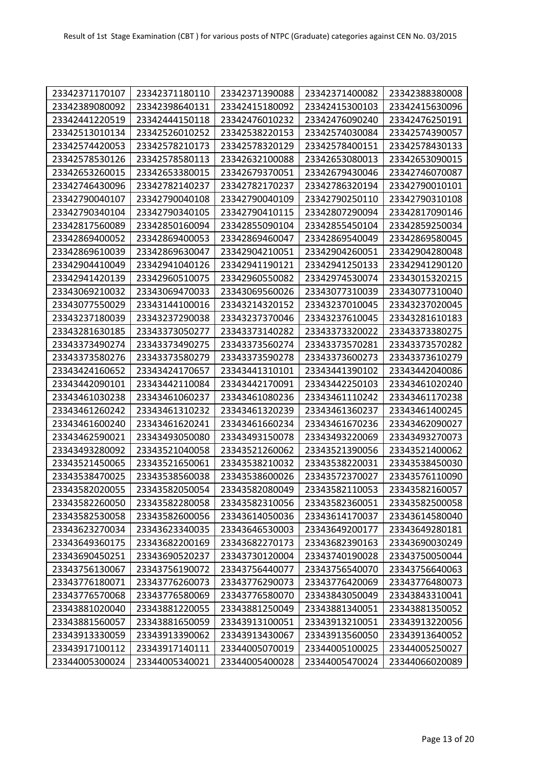| 23342371170107 | 23342371180110 | 23342371390088 | 23342371400082 | 23342388380008 |
|---|---|---|---|---|
| 23342389080092 | 23342398640131 | 23342415180092 | 23342415300103 | 23342415630096 |
| 23342441220519 | 23342444150118 | 23342476010232 | 23342476090240 | 23342476250191 |
| 23342513010134 | 23342526010252 | 23342538220153 | 23342574030084 | 23342574390057 |
| 23342574420053 | 23342578210173 | 23342578320129 | 23342578400151 | 23342578430133 |
| 23342578530126 | 23342578580113 | 23342632100088 | 23342653080013 | 23342653090015 |
| 23342653260015 | 23342653380015 | 23342679370051 | 23342679430046 | 23342746070087 |
| 23342746430096 | 23342782140237 | 23342782170237 | 23342786320194 | 23342790010101 |
| 23342790040107 | 23342790040108 | 23342790040109 | 23342790250110 | 23342790310108 |
| 23342790340104 | 23342790340105 | 23342790410115 | 23342807290094 | 23342817090146 |
| 23342817560089 | 23342850160094 | 23342855090104 | 23342855450104 | 23342859250034 |
| 23342869400052 | 23342869400053 | 23342869460047 | 23342869540049 | 23342869580045 |
| 23342869610039 | 23342869630047 | 23342904210051 | 23342904260051 | 23342904280048 |
| 23342904410049 | 23342941040126 | 23342941190121 | 23342941250133 | 23342941290120 |
| 23342941420139 | 23342960510075 | 23342960550082 | 23342974530074 | 23343015320215 |
| 23343069210032 | 23343069470033 | 23343069560026 | 23343077310039 | 23343077310040 |
| 23343077550029 | 23343144100016 | 23343214320152 | 23343237010045 | 23343237020045 |
| 23343237180039 | 23343237290038 | 23343237370046 | 23343237610045 | 23343281610183 |
| 23343281630185 | 23343373050277 | 23343373140282 | 23343373320022 | 23343373380275 |
| 23343373490274 | 23343373490275 | 23343373560274 | 23343373570281 | 23343373570282 |
| 23343373580276 | 23343373580279 | 23343373590278 | 23343373600273 | 23343373610279 |
| 23343424160652 | 23343424170657 | 23343441310101 | 23343441390102 | 23343442040086 |
| 23343442090101 | 23343442110084 | 23343442170091 | 23343442250103 | 23343461020240 |
| 23343461030238 | 23343461060237 | 23343461080236 | 23343461110242 | 23343461170238 |
| 23343461260242 | 23343461310232 | 23343461320239 | 23343461360237 | 23343461400245 |
| 23343461600240 | 23343461620241 | 23343461660234 | 23343461670236 | 23343462090027 |
| 23343462590021 | 23343493050080 | 23343493150078 | 23343493220069 | 23343493270073 |
| 23343493280092 | 23343521040058 | 23343521260062 | 23343521390056 | 23343521400062 |
| 23343521450065 | 23343521650061 | 23343538210032 | 23343538220031 | 23343538450030 |
| 23343538470025 | 23343538560038 | 23343538600026 | 23343572370027 | 23343576110090 |
| 23343582020055 | 23343582050054 | 23343582080049 | 23343582110053 | 23343582160057 |
| 23343582260050 | 23343582280058 | 23343582310056 | 23343582360051 | 23343582500058 |
| 23343582530058 | 23343582600056 | 23343614050036 | 23343614170037 | 23343614580040 |
| 23343623270034 | 23343623340035 | 23343646530003 | 23343649200177 | 23343649280181 |
| 23343649360175 | 23343682200169 | 23343682270173 | 23343682390163 | 23343690030249 |
| 23343690450251 | 23343690520237 | 23343730120004 | 23343740190028 | 23343750050044 |
| 23343756130067 | 23343756190072 | 23343756440077 | 23343756540070 | 23343756640063 |
| 23343776180071 | 23343776260073 | 23343776290073 | 23343776420069 | 23343776480073 |
| 23343776570068 | 23343776580069 | 23343776580070 | 23343843050049 | 23343843310041 |
| 23343881020040 | 23343881220055 | 23343881250049 | 23343881340051 | 23343881350052 |
| 23343881560057 | 23343881650059 | 23343913100051 | 23343913210051 | 23343913220056 |
| 23343913330059 | 23343913390062 | 23343913430067 | 23343913560050 | 23343913640052 |
| 23343917100112 | 23343917140111 | 23344005070019 | 23344005100025 | 23344005250027 |
| 23344005300024 | 23344005340021 | 23344005400028 | 23344005470024 | 23344066020089 |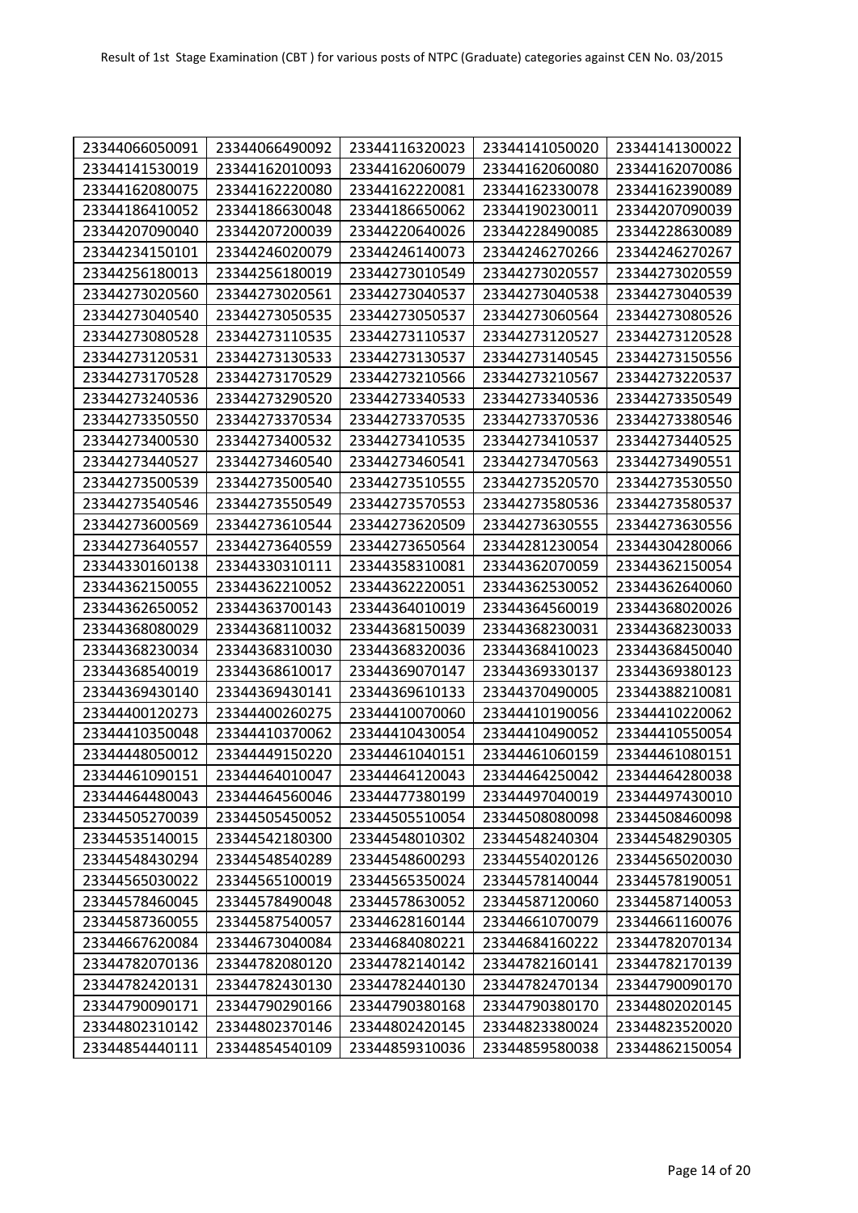| 23344066050091 | 23344066490092 | 23344116320023 | 23344141050020 | 23344141300022 |
|---|---|---|---|---|
| 23344141530019 | 23344162010093 | 23344162060079 | 23344162060080 | 23344162070086 |
| 23344162080075 | 23344162220080 | 23344162220081 | 23344162330078 | 23344162390089 |
| 23344186410052 | 23344186630048 | 23344186650062 | 23344190230011 | 23344207090039 |
| 23344207090040 | 23344207200039 | 23344220640026 | 23344228490085 | 23344228630089 |
| 23344234150101 | 23344246020079 | 23344246140073 | 23344246270266 | 23344246270267 |
| 23344256180013 | 23344256180019 | 23344273010549 | 23344273020557 | 23344273020559 |
| 23344273020560 | 23344273020561 | 23344273040537 | 23344273040538 | 23344273040539 |
| 23344273040540 | 23344273050535 | 23344273050537 | 23344273060564 | 23344273080526 |
| 23344273080528 | 23344273110535 | 23344273110537 | 23344273120527 | 23344273120528 |
| 23344273120531 | 23344273130533 | 23344273130537 | 23344273140545 | 23344273150556 |
| 23344273170528 | 23344273170529 | 23344273210566 | 23344273210567 | 23344273220537 |
| 23344273240536 | 23344273290520 | 23344273340533 | 23344273340536 | 23344273350549 |
| 23344273350550 | 23344273370534 | 23344273370535 | 23344273370536 | 23344273380546 |
| 23344273400530 | 23344273400532 | 23344273410535 | 23344273410537 | 23344273440525 |
| 23344273440527 | 23344273460540 | 23344273460541 | 23344273470563 | 23344273490551 |
| 23344273500539 | 23344273500540 | 23344273510555 | 23344273520570 | 23344273530550 |
| 23344273540546 | 23344273550549 | 23344273570553 | 23344273580536 | 23344273580537 |
| 23344273600569 | 23344273610544 | 23344273620509 | 23344273630555 | 23344273630556 |
| 23344273640557 | 23344273640559 | 23344273650564 | 23344281230054 | 23344304280066 |
| 23344330160138 | 23344330310111 | 23344358310081 | 23344362070059 | 23344362150054 |
| 23344362150055 | 23344362210052 | 23344362220051 | 23344362530052 | 23344362640060 |
| 23344362650052 | 23344363700143 | 23344364010019 | 23344364560019 | 23344368020026 |
| 23344368080029 | 23344368110032 | 23344368150039 | 23344368230031 | 23344368230033 |
| 23344368230034 | 23344368310030 | 23344368320036 | 23344368410023 | 23344368450040 |
| 23344368540019 | 23344368610017 | 23344369070147 | 23344369330137 | 23344369380123 |
| 23344369430140 | 23344369430141 | 23344369610133 | 23344370490005 | 23344388210081 |
| 23344400120273 | 23344400260275 | 23344410070060 | 23344410190056 | 23344410220062 |
| 23344410350048 | 23344410370062 | 23344410430054 | 23344410490052 | 23344410550054 |
| 23344448050012 | 23344449150220 | 23344461040151 | 23344461060159 | 23344461080151 |
| 23344461090151 | 23344464010047 | 23344464120043 | 23344464250042 | 23344464280038 |
| 23344464480043 | 23344464560046 | 23344477380199 | 23344497040019 | 23344497430010 |
| 23344505270039 | 23344505450052 | 23344505510054 | 23344508080098 | 23344508460098 |
| 23344535140015 | 23344542180300 | 23344548010302 | 23344548240304 | 23344548290305 |
| 23344548430294 | 23344548540289 | 23344548600293 | 23344554020126 | 23344565020030 |
| 23344565030022 | 23344565100019 | 23344565350024 | 23344578140044 | 23344578190051 |
| 23344578460045 | 23344578490048 | 23344578630052 | 23344587120060 | 23344587140053 |
| 23344587360055 | 23344587540057 | 23344628160144 | 23344661070079 | 23344661160076 |
| 23344667620084 | 23344673040084 | 23344684080221 | 23344684160222 | 23344782070134 |
| 23344782070136 | 23344782080120 | 23344782140142 | 23344782160141 | 23344782170139 |
| 23344782420131 | 23344782430130 | 23344782440130 | 23344782470134 | 23344790090170 |
| 23344790090171 | 23344790290166 | 23344790380168 | 23344790380170 | 23344802020145 |
| 23344802310142 | 23344802370146 | 23344802420145 | 23344823380024 | 23344823520020 |
| 23344854440111 | 23344854540109 | 23344859310036 | 23344859580038 | 23344862150054 |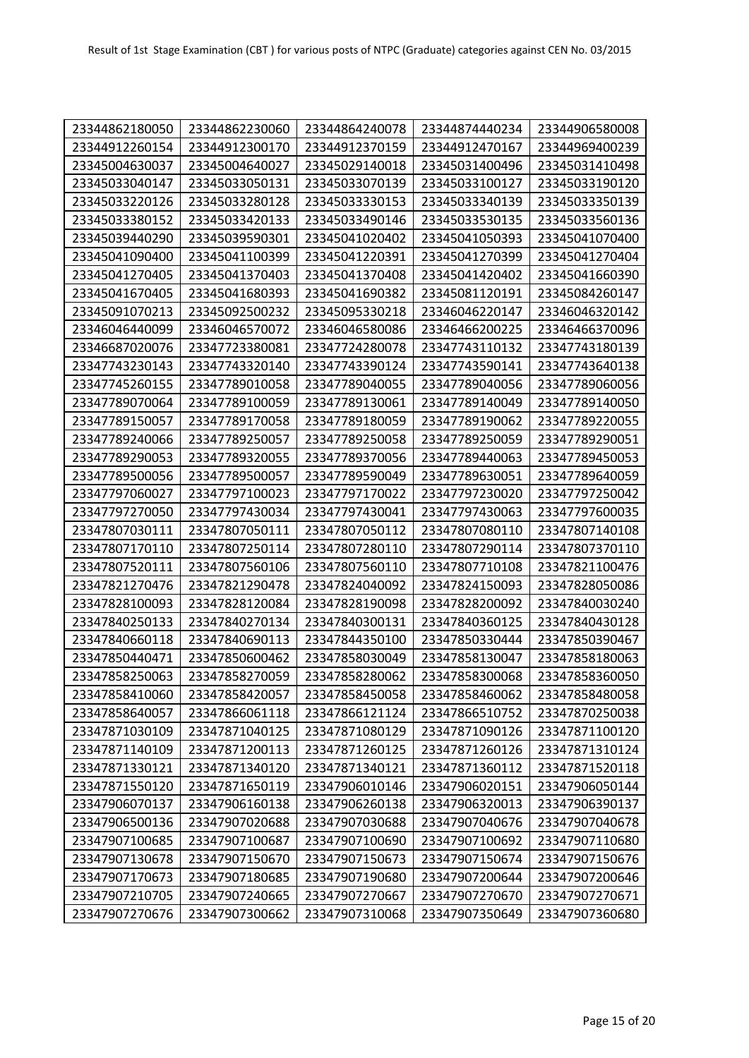Result of 1st Stage Examination (CBT ) for various posts of NTPC (Graduate) categories against CEN No. 03/2015

| | | | | |
|---|---|---|---|---|
| 23344862180050 | 23344862230060 | 23344864240078 | 23344874440234 | 23344906580008 |
| 23344912260154 | 23344912300170 | 23344912370159 | 23344912470167 | 23344969400239 |
| 23345004630037 | 23345004640027 | 23345029140018 | 23345031400496 | 23345031410498 |
| 23345033040147 | 23345033050131 | 23345033070139 | 23345033100127 | 23345033190120 |
| 23345033220126 | 23345033280128 | 23345033330153 | 23345033340139 | 23345033350139 |
| 23345033380152 | 23345033420133 | 23345033490146 | 23345033530135 | 23345033560136 |
| 23345039440290 | 23345039590301 | 23345041020402 | 23345041050393 | 23345041070400 |
| 23345041090400 | 23345041100399 | 23345041220391 | 23345041270399 | 23345041270404 |
| 23345041270405 | 23345041370403 | 23345041370408 | 23345041420402 | 23345041660390 |
| 23345041670405 | 23345041680393 | 23345041690382 | 23345081120191 | 23345084260147 |
| 23345091070213 | 23345092500232 | 23345095330218 | 23346046220147 | 23346046320142 |
| 23346046440099 | 23346046570072 | 23346046580086 | 23346466200225 | 23346466370096 |
| 23346687020076 | 23347723380081 | 23347724280078 | 23347743110132 | 23347743180139 |
| 23347743230143 | 23347743320140 | 23347743390124 | 23347743590141 | 23347743640138 |
| 23347745260155 | 23347789010058 | 23347789040055 | 23347789040056 | 23347789060056 |
| 23347789070064 | 23347789100059 | 23347789130061 | 23347789140049 | 23347789140050 |
| 23347789150057 | 23347789170058 | 23347789180059 | 23347789190062 | 23347789220055 |
| 23347789240066 | 23347789250057 | 23347789250058 | 23347789250059 | 23347789290051 |
| 23347789290053 | 23347789320055 | 23347789370056 | 23347789440063 | 23347789450053 |
| 23347789500056 | 23347789500057 | 23347789590049 | 23347789630051 | 23347789640059 |
| 23347797060027 | 23347797100023 | 23347797170022 | 23347797230020 | 23347797250042 |
| 23347797270050 | 23347797430034 | 23347797430041 | 23347797430063 | 23347797600035 |
| 23347807030111 | 23347807050111 | 23347807050112 | 23347807080110 | 23347807140108 |
| 23347807170110 | 23347807250114 | 23347807280110 | 23347807290114 | 23347807370110 |
| 23347807520111 | 23347807560106 | 23347807560110 | 23347807710108 | 23347821100476 |
| 23347821270476 | 23347821290478 | 23347824040092 | 23347824150093 | 23347828050086 |
| 23347828100093 | 23347828120084 | 23347828190098 | 23347828200092 | 23347840030240 |
| 23347840250133 | 23347840270134 | 23347840300131 | 23347840360125 | 23347840430128 |
| 23347840660118 | 23347840690113 | 23347844350100 | 23347850330444 | 23347850390467 |
| 23347850440471 | 23347850600462 | 23347858030049 | 23347858130047 | 23347858180063 |
| 23347858250063 | 23347858270059 | 23347858280062 | 23347858300068 | 23347858360050 |
| 23347858410060 | 23347858420057 | 23347858450058 | 23347858460062 | 23347858480058 |
| 23347858640057 | 23347866061118 | 23347866121124 | 23347866510752 | 23347870250038 |
| 23347871030109 | 23347871040125 | 23347871080129 | 23347871090126 | 23347871100120 |
| 23347871140109 | 23347871200113 | 23347871260125 | 23347871260126 | 23347871310124 |
| 23347871330121 | 23347871340120 | 23347871340121 | 23347871360112 | 23347871520118 |
| 23347871550120 | 23347871650119 | 23347906010146 | 23347906020151 | 23347906050144 |
| 23347906070137 | 23347906160138 | 23347906260138 | 23347906320013 | 23347906390137 |
| 23347906500136 | 23347907020688 | 23347907030688 | 23347907040676 | 23347907040678 |
| 23347907100685 | 23347907100687 | 23347907100690 | 23347907100692 | 23347907110680 |
| 23347907130678 | 23347907150670 | 23347907150673 | 23347907150674 | 23347907150676 |
| 23347907170673 | 23347907180685 | 23347907190680 | 23347907200644 | 23347907200646 |
| 23347907210705 | 23347907240665 | 23347907270667 | 23347907270670 | 23347907270671 |
| 23347907270676 | 23347907300662 | 23347907310068 | 23347907350649 | 23347907360680 |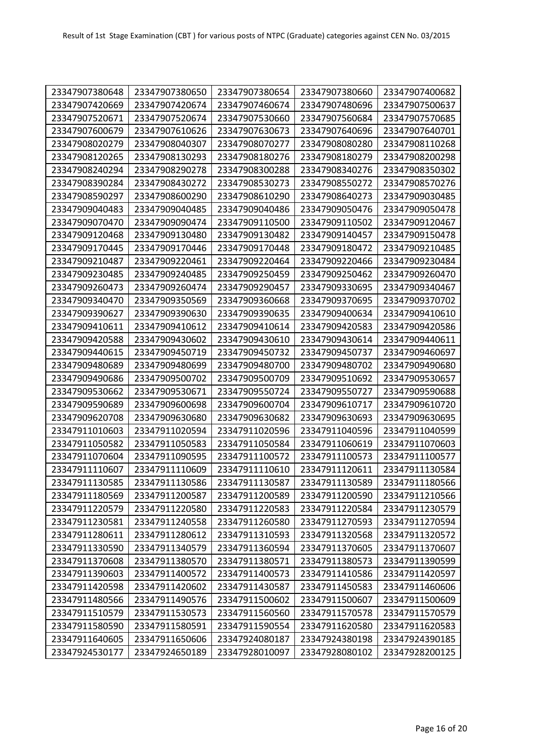| 23347907380648 | 23347907380650 | 23347907380654 | 23347907380660 | 23347907400682 |
|---|---|---|---|---|
| 23347907420669 | 23347907420674 | 23347907460674 | 23347907480696 | 23347907500637 |
| 23347907520671 | 23347907520674 | 23347907530660 | 23347907560684 | 23347907570685 |
| 23347907600679 | 23347907610626 | 23347907630673 | 23347907640696 | 23347907640701 |
| 23347908020279 | 23347908040307 | 23347908070277 | 23347908080280 | 23347908110268 |
| 23347908120265 | 23347908130293 | 23347908180276 | 23347908180279 | 23347908200298 |
| 23347908240294 | 23347908290278 | 23347908300288 | 23347908340276 | 23347908350302 |
| 23347908390284 | 23347908430272 | 23347908530273 | 23347908550272 | 23347908570276 |
| 23347908590297 | 23347908600290 | 23347908610290 | 23347908640273 | 23347909030485 |
| 23347909040483 | 23347909040485 | 23347909040486 | 23347909050476 | 23347909050478 |
| 23347909070470 | 23347909090474 | 23347909110500 | 23347909110502 | 23347909120467 |
| 23347909120468 | 23347909130480 | 23347909130482 | 23347909140457 | 23347909150478 |
| 23347909170445 | 23347909170446 | 23347909170448 | 23347909180472 | 23347909210485 |
| 23347909210487 | 23347909220461 | 23347909220464 | 23347909220466 | 23347909230484 |
| 23347909230485 | 23347909240485 | 23347909250459 | 23347909250462 | 23347909260470 |
| 23347909260473 | 23347909260474 | 23347909290457 | 23347909330695 | 23347909340467 |
| 23347909340470 | 23347909350569 | 23347909360668 | 23347909370695 | 23347909370702 |
| 23347909390627 | 23347909390630 | 23347909390635 | 23347909400634 | 23347909410610 |
| 23347909410611 | 23347909410612 | 23347909410614 | 23347909420583 | 23347909420586 |
| 23347909420588 | 23347909430602 | 23347909430610 | 23347909430614 | 23347909440611 |
| 23347909440615 | 23347909450719 | 23347909450732 | 23347909450737 | 23347909460697 |
| 23347909480689 | 23347909480699 | 23347909480700 | 23347909480702 | 23347909490680 |
| 23347909490686 | 23347909500702 | 23347909500709 | 23347909510692 | 23347909530657 |
| 23347909530662 | 23347909530671 | 23347909550724 | 23347909550727 | 23347909590688 |
| 23347909590689 | 23347909600698 | 23347909600704 | 23347909610717 | 23347909610720 |
| 23347909620708 | 23347909630680 | 23347909630682 | 23347909630693 | 23347909630695 |
| 23347911010603 | 23347911020594 | 23347911020596 | 23347911040596 | 23347911040599 |
| 23347911050582 | 23347911050583 | 23347911050584 | 23347911060619 | 23347911070603 |
| 23347911070604 | 23347911090595 | 23347911100572 | 23347911100573 | 23347911100577 |
| 23347911110607 | 23347911110609 | 23347911110610 | 23347911120611 | 23347911130584 |
| 23347911130585 | 23347911130586 | 23347911130587 | 23347911130589 | 23347911180566 |
| 23347911180569 | 23347911200587 | 23347911200589 | 23347911200590 | 23347911210566 |
| 23347911220579 | 23347911220580 | 23347911220583 | 23347911220584 | 23347911230579 |
| 23347911230581 | 23347911240558 | 23347911260580 | 23347911270593 | 23347911270594 |
| 23347911280611 | 23347911280612 | 23347911310593 | 23347911320568 | 23347911320572 |
| 23347911330590 | 23347911340579 | 23347911360594 | 23347911370605 | 23347911370607 |
| 23347911370608 | 23347911380570 | 23347911380571 | 23347911380573 | 23347911390599 |
| 23347911390603 | 23347911400572 | 23347911400573 | 23347911410586 | 23347911420597 |
| 23347911420598 | 23347911420602 | 23347911430587 | 23347911450583 | 23347911460606 |
| 23347911480566 | 23347911490576 | 23347911500602 | 23347911500607 | 23347911500609 |
| 23347911510579 | 23347911530573 | 23347911560560 | 23347911570578 | 23347911570579 |
| 23347911580590 | 23347911580591 | 23347911590554 | 23347911620580 | 23347911620583 |
| 23347911640605 | 23347911650606 | 23347924080187 | 23347924380198 | 23347924390185 |
| 23347924530177 | 23347924650189 | 23347928010097 | 23347928080102 | 23347928200125 |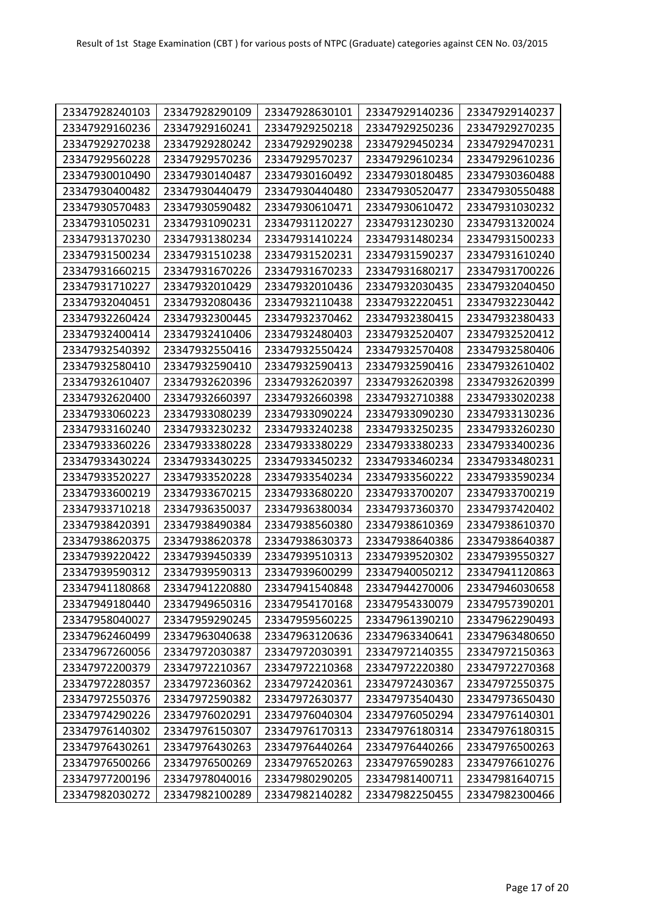| 23347928240103 | 23347928290109 | 23347928630101 | 23347929140236 | 23347929140237 |
|---|---|---|---|---|
| 23347929160236 | 23347929160241 | 23347929250218 | 23347929250236 | 23347929270235 |
| 23347929270238 | 23347929280242 | 23347929290238 | 23347929450234 | 23347929470231 |
| 23347929560228 | 23347929570236 | 23347929570237 | 23347929610234 | 23347929610236 |
| 23347930010490 | 23347930140487 | 23347930160492 | 23347930180485 | 23347930360488 |
| 23347930400482 | 23347930440479 | 23347930440480 | 23347930520477 | 23347930550488 |
| 23347930570483 | 23347930590482 | 23347930610471 | 23347930610472 | 23347931030232 |
| 23347931050231 | 23347931090231 | 23347931120227 | 23347931230230 | 23347931320024 |
| 23347931370230 | 23347931380234 | 23347931410224 | 23347931480234 | 23347931500233 |
| 23347931500234 | 23347931510238 | 23347931520231 | 23347931590237 | 23347931610240 |
| 23347931660215 | 23347931670226 | 23347931670233 | 23347931680217 | 23347931700226 |
| 23347931710227 | 23347932010429 | 23347932010436 | 23347932030435 | 23347932040450 |
| 23347932040451 | 23347932080436 | 23347932110438 | 23347932220451 | 23347932230442 |
| 23347932260424 | 23347932300445 | 23347932370462 | 23347932380415 | 23347932380433 |
| 23347932400414 | 23347932410406 | 23347932480403 | 23347932520407 | 23347932520412 |
| 23347932540392 | 23347932550416 | 23347932550424 | 23347932570408 | 23347932580406 |
| 23347932580410 | 23347932590410 | 23347932590413 | 23347932590416 | 23347932610402 |
| 23347932610407 | 23347932620396 | 23347932620397 | 23347932620398 | 23347932620399 |
| 23347932620400 | 23347932660397 | 23347932660398 | 23347932710388 | 23347933020238 |
| 23347933060223 | 23347933080239 | 23347933090224 | 23347933090230 | 23347933130236 |
| 23347933160240 | 23347933230232 | 23347933240238 | 23347933250235 | 23347933260230 |
| 23347933360226 | 23347933380228 | 23347933380229 | 23347933380233 | 23347933400236 |
| 23347933430224 | 23347933430225 | 23347933450232 | 23347933460234 | 23347933480231 |
| 23347933520227 | 23347933520228 | 23347933540234 | 23347933560222 | 23347933590234 |
| 23347933600219 | 23347933670215 | 23347933680220 | 23347933700207 | 23347933700219 |
| 23347933710218 | 23347936350037 | 23347936380034 | 23347937360370 | 23347937420402 |
| 23347938420391 | 23347938490384 | 23347938560380 | 23347938610369 | 23347938610370 |
| 23347938620375 | 23347938620378 | 23347938630373 | 23347938640386 | 23347938640387 |
| 23347939220422 | 23347939450339 | 23347939510313 | 23347939520302 | 23347939550327 |
| 23347939590312 | 23347939590313 | 23347939600299 | 23347940050212 | 23347941120863 |
| 23347941180868 | 23347941220880 | 23347941540848 | 23347944270006 | 23347946030658 |
| 23347949180440 | 23347949650316 | 23347954170168 | 23347954330079 | 23347957390201 |
| 23347958040027 | 23347959290245 | 23347959560225 | 23347961390210 | 23347962290493 |
| 23347962460499 | 23347963040638 | 23347963120636 | 23347963340641 | 23347963480650 |
| 23347967260056 | 23347972030387 | 23347972030391 | 23347972140355 | 23347972150363 |
| 23347972200379 | 23347972210367 | 23347972210368 | 23347972220380 | 23347972270368 |
| 23347972280357 | 23347972360362 | 23347972420361 | 23347972430367 | 23347972550375 |
| 23347972550376 | 23347972590382 | 23347972630377 | 23347973540430 | 23347973650430 |
| 23347974290226 | 23347976020291 | 23347976040304 | 23347976050294 | 23347976140301 |
| 23347976140302 | 23347976150307 | 23347976170313 | 23347976180314 | 23347976180315 |
| 23347976430261 | 23347976430263 | 23347976440264 | 23347976440266 | 23347976500263 |
| 23347976500266 | 23347976500269 | 23347976520263 | 23347976590283 | 23347976610276 |
| 23347977200196 | 23347978040016 | 23347980290205 | 23347981400711 | 23347981640715 |
| 23347982030272 | 23347982100289 | 23347982140282 | 23347982250455 | 23347982300466 |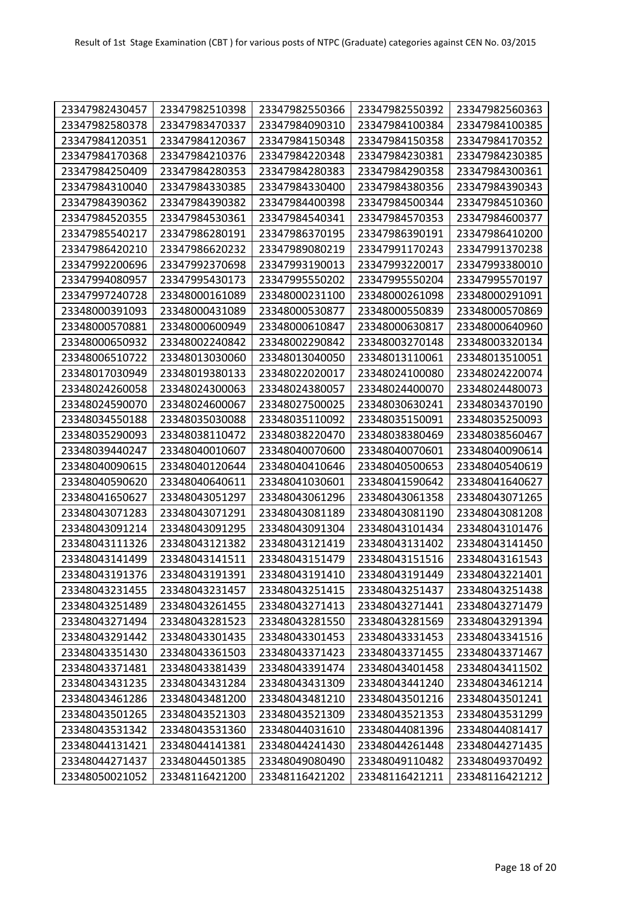| 23347982430457 | 23347982510398 | 23347982550366 | 23347982550392 | 23347982560363 |
|---|---|---|---|---|
| 23347982580378 | 23347983470337 | 23347984090310 | 23347984100384 | 23347984100385 |
| 23347984120351 | 23347984120367 | 23347984150348 | 23347984150358 | 23347984170352 |
| 23347984170368 | 23347984210376 | 23347984220348 | 23347984230381 | 23347984230385 |
| 23347984250409 | 23347984280353 | 23347984280383 | 23347984290358 | 23347984300361 |
| 23347984310040 | 23347984330385 | 23347984330400 | 23347984380356 | 23347984390343 |
| 23347984390362 | 23347984390382 | 23347984400398 | 23347984500344 | 23347984510360 |
| 23347984520355 | 23347984530361 | 23347984540341 | 23347984570353 | 23347984600377 |
| 23347985540217 | 23347986280191 | 23347986370195 | 23347986390191 | 23347986410200 |
| 23347986420210 | 23347986620232 | 23347989080219 | 23347991170243 | 23347991370238 |
| 23347992200696 | 23347992370698 | 23347993190013 | 23347993220017 | 23347993380010 |
| 23347994080957 | 23347995430173 | 23347995550202 | 23347995550204 | 23347995570197 |
| 23347997240728 | 23348000161089 | 23348000231100 | 23348000261098 | 23348000291091 |
| 23348000391093 | 23348000431089 | 23348000530877 | 23348000550839 | 23348000570869 |
| 23348000570881 | 23348000600949 | 23348000610847 | 23348000630817 | 23348000640960 |
| 23348000650932 | 23348002240842 | 23348002290842 | 23348003270148 | 23348003320134 |
| 23348006510722 | 23348013030060 | 23348013040050 | 23348013110061 | 23348013510051 |
| 23348017030949 | 23348019380133 | 23348022020017 | 23348024100080 | 23348024220074 |
| 23348024260058 | 23348024300063 | 23348024380057 | 23348024400070 | 23348024480073 |
| 23348024590070 | 23348024600067 | 23348027500025 | 23348030630241 | 23348034370190 |
| 23348034550188 | 23348035030088 | 23348035110092 | 23348035150091 | 23348035250093 |
| 23348035290093 | 23348038110472 | 23348038220470 | 23348038380469 | 23348038560467 |
| 23348039440247 | 23348040010607 | 23348040070600 | 23348040070601 | 23348040090614 |
| 23348040090615 | 23348040120644 | 23348040410646 | 23348040500653 | 23348040540619 |
| 23348040590620 | 23348040640611 | 23348041030601 | 23348041590642 | 23348041640627 |
| 23348041650627 | 23348043051297 | 23348043061296 | 23348043061358 | 23348043071265 |
| 23348043071283 | 23348043071291 | 23348043081189 | 23348043081190 | 23348043081208 |
| 23348043091214 | 23348043091295 | 23348043091304 | 23348043101434 | 23348043101476 |
| 23348043111326 | 23348043121382 | 23348043121419 | 23348043131402 | 23348043141450 |
| 23348043141499 | 23348043141511 | 23348043151479 | 23348043151516 | 23348043161543 |
| 23348043191376 | 23348043191391 | 23348043191410 | 23348043191449 | 23348043221401 |
| 23348043231455 | 23348043231457 | 23348043251415 | 23348043251437 | 23348043251438 |
| 23348043251489 | 23348043261455 | 23348043271413 | 23348043271441 | 23348043271479 |
| 23348043271494 | 23348043281523 | 23348043281550 | 23348043281569 | 23348043291394 |
| 23348043291442 | 23348043301435 | 23348043301453 | 23348043331453 | 23348043341516 |
| 23348043351430 | 23348043361503 | 23348043371423 | 23348043371455 | 23348043371467 |
| 23348043371481 | 23348043381439 | 23348043391474 | 23348043401458 | 23348043411502 |
| 23348043431235 | 23348043431284 | 23348043431309 | 23348043441240 | 23348043461214 |
| 23348043461286 | 23348043481200 | 23348043481210 | 23348043501216 | 23348043501241 |
| 23348043501265 | 23348043521303 | 23348043521309 | 23348043521353 | 23348043531299 |
| 23348043531342 | 23348043531360 | 23348044031610 | 23348044081396 | 23348044081417 |
| 23348044131421 | 23348044141381 | 23348044241430 | 23348044261448 | 23348044271435 |
| 23348044271437 | 23348044501385 | 23348049080490 | 23348049110482 | 23348049370492 |
| 23348050021052 | 23348116421200 | 23348116421202 | 23348116421211 | 23348116421212 |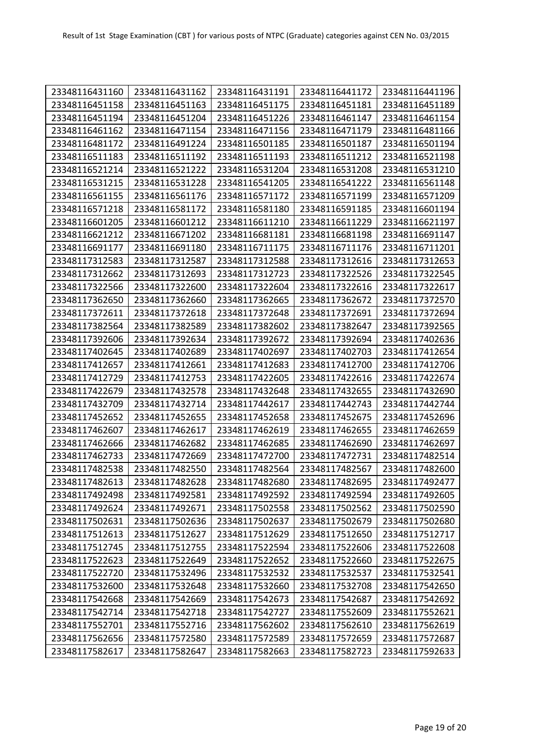| 23348116431160 | 23348116431162 | 23348116431191 | 23348116441172 | 23348116441196 |
|---|---|---|---|---|
| 23348116451158 | 23348116451163 | 23348116451175 | 23348116451181 | 23348116451189 |
| 23348116451194 | 23348116451204 | 23348116451226 | 23348116461147 | 23348116461154 |
| 23348116461162 | 23348116471154 | 23348116471156 | 23348116471179 | 23348116481166 |
| 23348116481172 | 23348116491224 | 23348116501185 | 23348116501187 | 23348116501194 |
| 23348116511183 | 23348116511192 | 23348116511193 | 23348116511212 | 23348116521198 |
| 23348116521214 | 23348116521222 | 23348116531204 | 23348116531208 | 23348116531210 |
| 23348116531215 | 23348116531228 | 23348116541205 | 23348116541222 | 23348116561148 |
| 23348116561155 | 23348116561176 | 23348116571172 | 23348116571199 | 23348116571209 |
| 23348116571218 | 23348116581172 | 23348116581180 | 23348116591185 | 23348116601194 |
| 23348116601205 | 23348116601212 | 23348116611210 | 23348116611229 | 23348116621197 |
| 23348116621212 | 23348116671202 | 23348116681181 | 23348116681198 | 23348116691147 |
| 23348116691177 | 23348116691180 | 23348116711175 | 23348116711176 | 23348116711201 |
| 23348117312583 | 23348117312587 | 23348117312588 | 23348117312616 | 23348117312653 |
| 23348117312662 | 23348117312693 | 23348117312723 | 23348117322526 | 23348117322545 |
| 23348117322566 | 23348117322600 | 23348117322604 | 23348117322616 | 23348117322617 |
| 23348117362650 | 23348117362660 | 23348117362665 | 23348117362672 | 23348117372570 |
| 23348117372611 | 23348117372618 | 23348117372648 | 23348117372691 | 23348117372694 |
| 23348117382564 | 23348117382589 | 23348117382602 | 23348117382647 | 23348117392565 |
| 23348117392606 | 23348117392634 | 23348117392672 | 23348117392694 | 23348117402636 |
| 23348117402645 | 23348117402689 | 23348117402697 | 23348117402703 | 23348117412654 |
| 23348117412657 | 23348117412661 | 23348117412683 | 23348117412700 | 23348117412706 |
| 23348117412729 | 23348117412753 | 23348117422605 | 23348117422616 | 23348117422674 |
| 23348117422679 | 23348117432578 | 23348117432648 | 23348117432655 | 23348117432690 |
| 23348117432709 | 23348117432714 | 23348117442617 | 23348117442743 | 23348117442744 |
| 23348117452652 | 23348117452655 | 23348117452658 | 23348117452675 | 23348117452696 |
| 23348117462607 | 23348117462617 | 23348117462619 | 23348117462655 | 23348117462659 |
| 23348117462666 | 23348117462682 | 23348117462685 | 23348117462690 | 23348117462697 |
| 23348117462733 | 23348117472669 | 23348117472700 | 23348117472731 | 23348117482514 |
| 23348117482538 | 23348117482550 | 23348117482564 | 23348117482567 | 23348117482600 |
| 23348117482613 | 23348117482628 | 23348117482680 | 23348117482695 | 23348117492477 |
| 23348117492498 | 23348117492581 | 23348117492592 | 23348117492594 | 23348117492605 |
| 23348117492624 | 23348117492671 | 23348117502558 | 23348117502562 | 23348117502590 |
| 23348117502631 | 23348117502636 | 23348117502637 | 23348117502679 | 23348117502680 |
| 23348117512613 | 23348117512627 | 23348117512629 | 23348117512650 | 23348117512717 |
| 23348117512745 | 23348117512755 | 23348117522594 | 23348117522606 | 23348117522608 |
| 23348117522623 | 23348117522649 | 23348117522652 | 23348117522660 | 23348117522675 |
| 23348117522720 | 23348117532496 | 23348117532532 | 23348117532537 | 23348117532541 |
| 23348117532600 | 23348117532648 | 23348117532660 | 23348117532708 | 23348117542650 |
| 23348117542668 | 23348117542669 | 23348117542673 | 23348117542687 | 23348117542692 |
| 23348117542714 | 23348117542718 | 23348117542727 | 23348117552609 | 23348117552621 |
| 23348117552701 | 23348117552716 | 23348117562602 | 23348117562610 | 23348117562619 |
| 23348117562656 | 23348117572580 | 23348117572589 | 23348117572659 | 23348117572687 |
| 23348117582617 | 23348117582647 | 23348117582663 | 23348117582723 | 23348117592633 |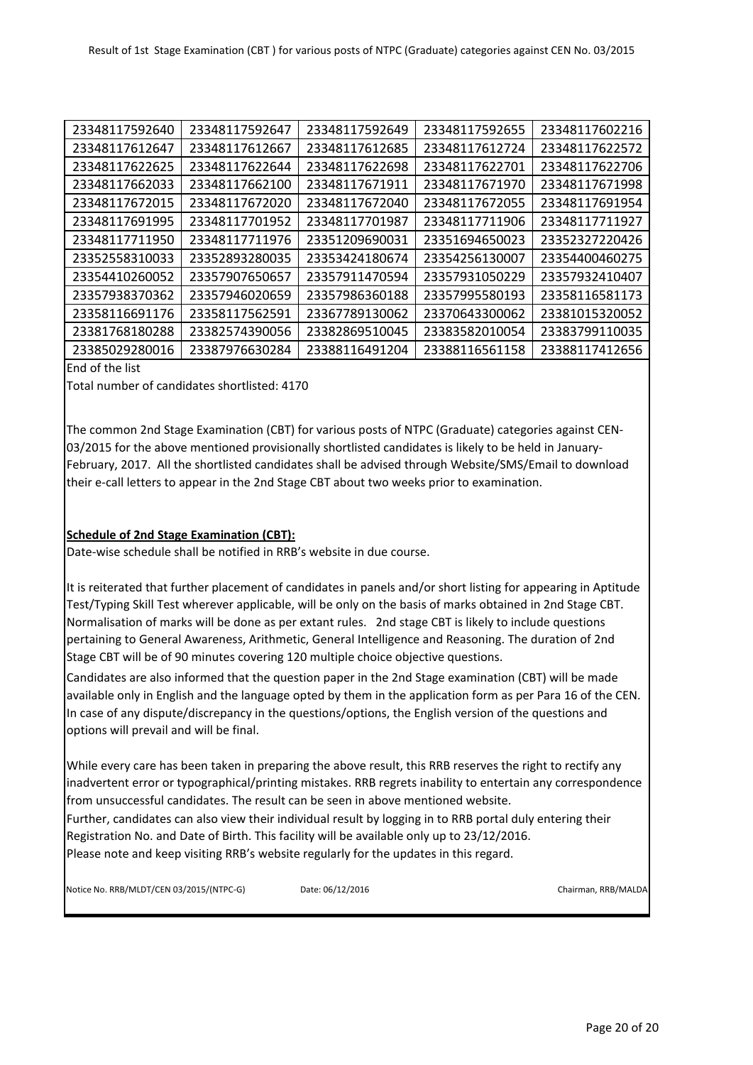| | | | | |
|---|---|---|---|---|
| 23348117592640 | 23348117592647 | 23348117592649 | 23348117592655 | 23348117602216 |
| 23348117612647 | 23348117612667 | 23348117612685 | 23348117612724 | 23348117622572 |
| 23348117622625 | 23348117622644 | 23348117622698 | 23348117622701 | 23348117622706 |
| 23348117662033 | 23348117662100 | 23348117671911 | 23348117671970 | 23348117671998 |
| 23348117672015 | 23348117672020 | 23348117672040 | 23348117672055 | 23348117691954 |
| 23348117691995 | 23348117701952 | 23348117701987 | 23348117711906 | 23348117711927 |
| 23348117711950 | 23348117711976 | 23351209690031 | 23351694650023 | 23352327220426 |
| 23352558310033 | 23352893280035 | 23353424180674 | 23354256130007 | 23354400460275 |
| 23354410260052 | 23357907650657 | 23357911470594 | 23357931050229 | 23357932410407 |
| 23357938370362 | 23357946020659 | 23357986360188 | 23357995580193 | 23358116581173 |
| 23358116691176 | 23358117562591 | 23367789130062 | 23370643300062 | 23381015320052 |
| 23381768180288 | 23382574390056 | 23382869510045 | 23383582010054 | 23383799110035 |
| 23385029280016 | 23387976630284 | 23388116491204 | 23388116561158 | 23388117412656 |

End of the list

Total number of candidates shortlisted: 4170

The common 2nd Stage Examination (CBT) for various posts of NTPC (Graduate) categories against CEN-03/2015 for the above mentioned provisionally shortlisted candidates is likely to be held in January-February, 2017. All the shortlisted candidates shall be advised through Website/SMS/Email to download their e-call letters to appear in the 2nd Stage CBT about two weeks prior to examination.

**Schedule of 2nd Stage Examination (CBT):**

Date-wise schedule shall be notified in RRB's website in due course.

It is reiterated that further placement of candidates in panels and/or short listing for appearing in Aptitude Test/Typing Skill Test wherever applicable, will be only on the basis of marks obtained in 2nd Stage CBT. Normalisation of marks will be done as per extant rules. 2nd stage CBT is likely to include questions pertaining to General Awareness, Arithmetic, General Intelligence and Reasoning. The duration of 2nd Stage CBT will be of 90 minutes covering 120 multiple choice objective questions.

Candidates are also informed that the question paper in the 2nd Stage examination (CBT) will be made available only in English and the language opted by them in the application form as per Para 16 of the CEN. In case of any dispute/discrepancy in the questions/options, the English version of the questions and options will prevail and will be final.

While every care has been taken in preparing the above result, this RRB reserves the right to rectify any inadvertent error or typographical/printing mistakes. RRB regrets inability to entertain any correspondence from unsuccessful candidates. The result can be seen in above mentioned website.
Further, candidates can also view their individual result by logging in to RRB portal duly entering their Registration No. and Date of Birth. This facility will be available only up to 23/12/2016.
Please note and keep visiting RRB's website regularly for the updates in this regard.

Notice No. RRB/MLDT/CEN 03/2015/(NTPC-G)    Date: 06/12/2016    Chairman, RRB/MALDA